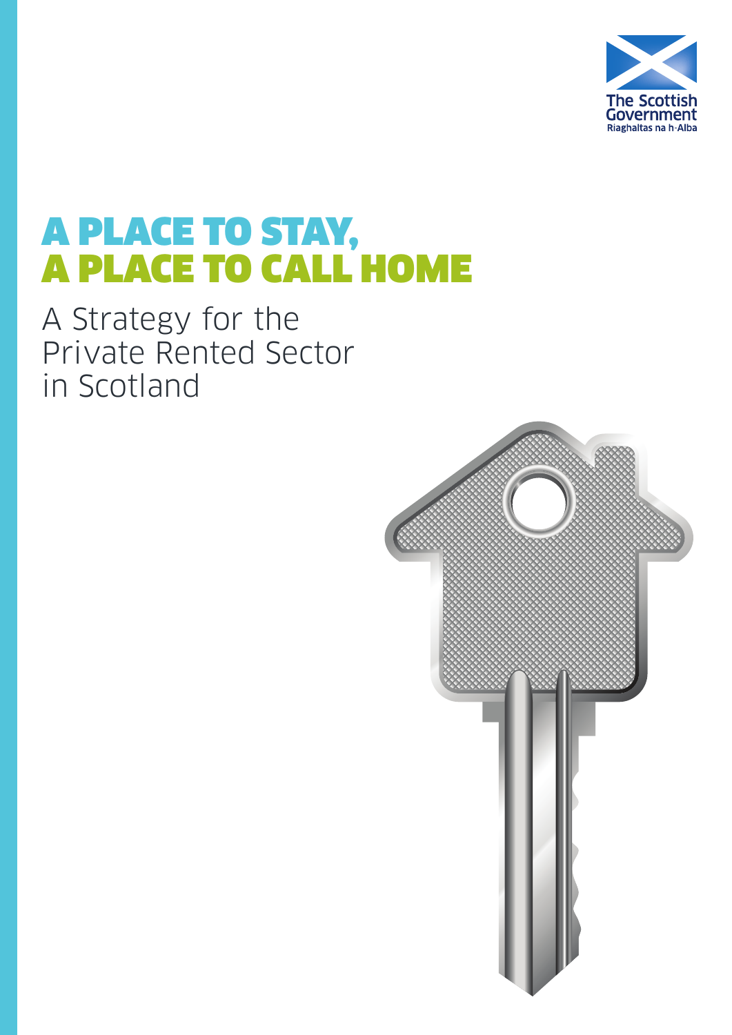The Scottish Government
Riaghaltas na h-Alba

# A PLACE TO STAY, A PLACE TO CALL HOME

## A Strategy for the Private Rented Sector in Scotland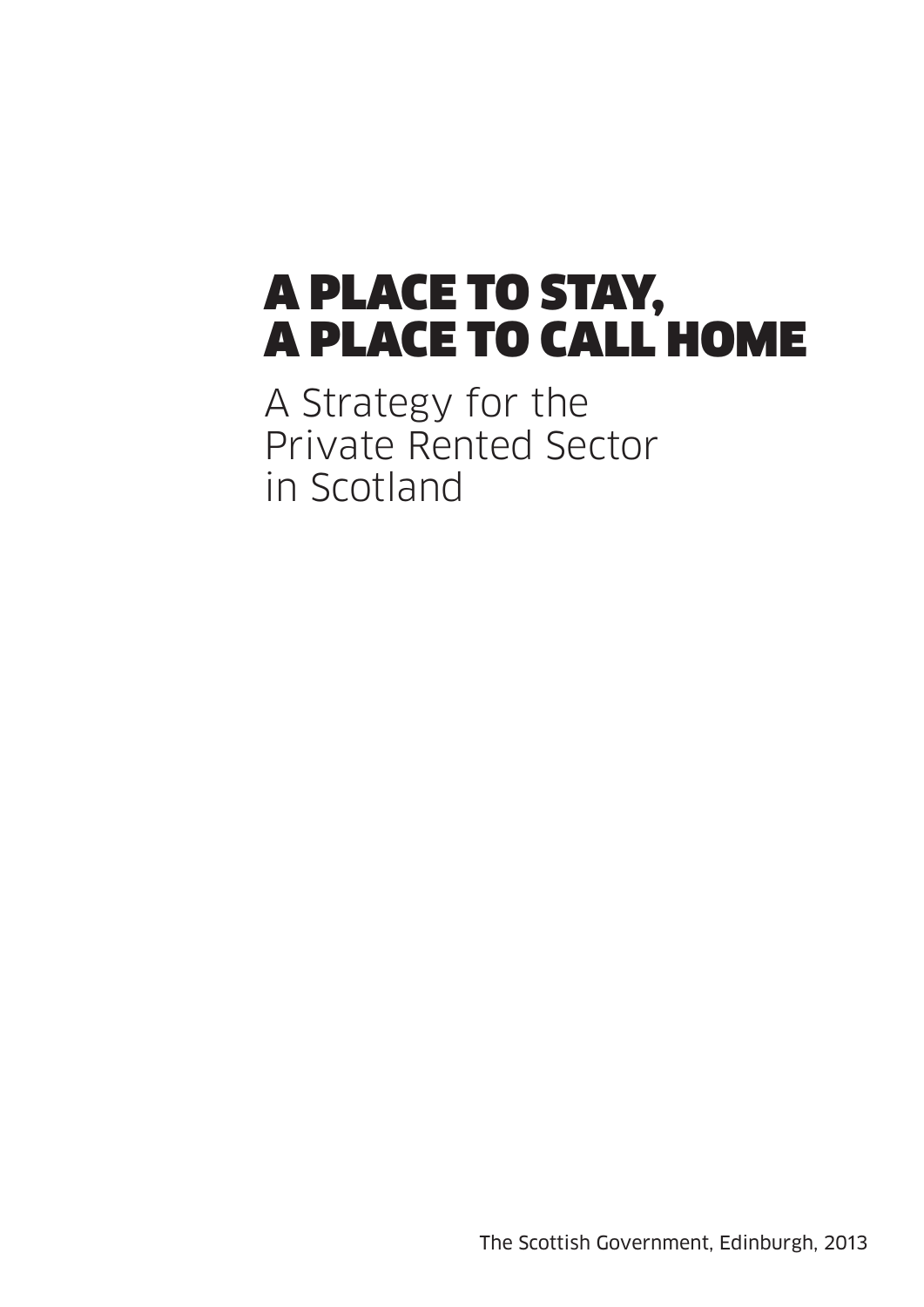# A PLACE TO STAY, A PLACE TO CALL HOME

A Strategy for the Private Rented Sector in Scotland

The Scottish Government, Edinburgh, 2013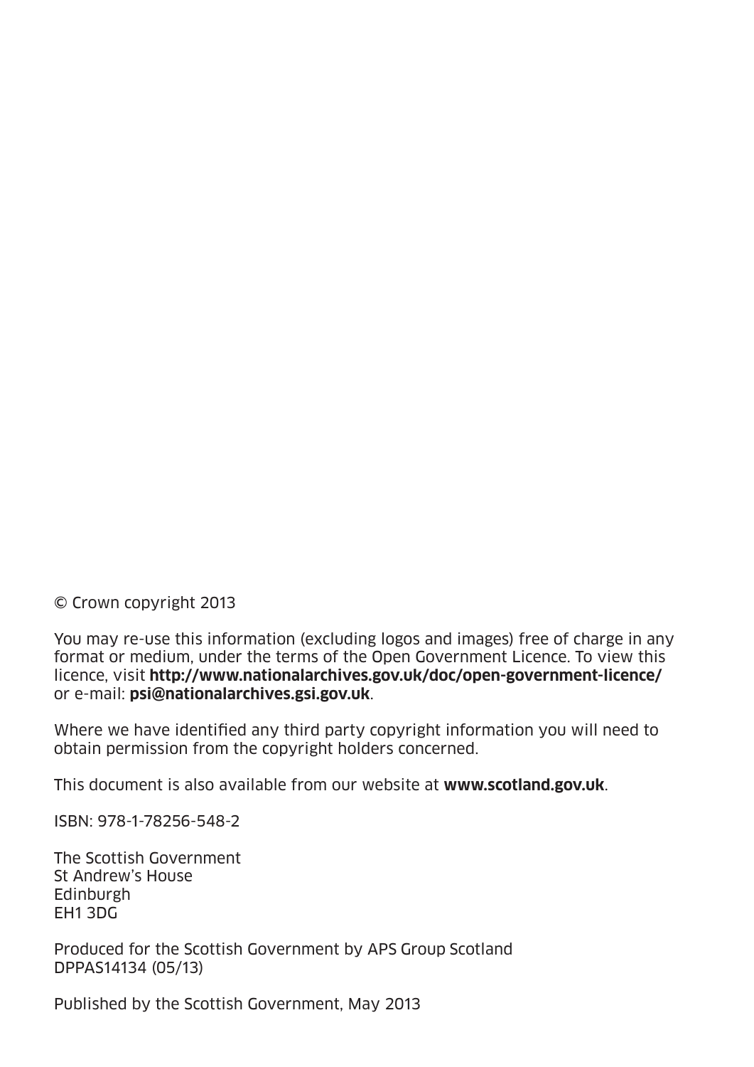© Crown copyright 2013

You may re-use this information (excluding logos and images) free of charge in any format or medium, under the terms of the Open Government Licence. To view this licence, visit **http://www.nationalarchives.gov.uk/doc/open-government-licence/** or e-mail: **psi@nationalarchives.gsi.gov.uk**.

Where we have identified any third party copyright information you will need to obtain permission from the copyright holders concerned.

This document is also available from our website at **www.scotland.gov.uk**.

ISBN: 978-1-78256-548-2

The Scottish Government
St Andrew's House
Edinburgh
EH1 3DG

Produced for the Scottish Government by APS Group Scotland
DPPAS14134 (05/13)

Published by the Scottish Government, May 2013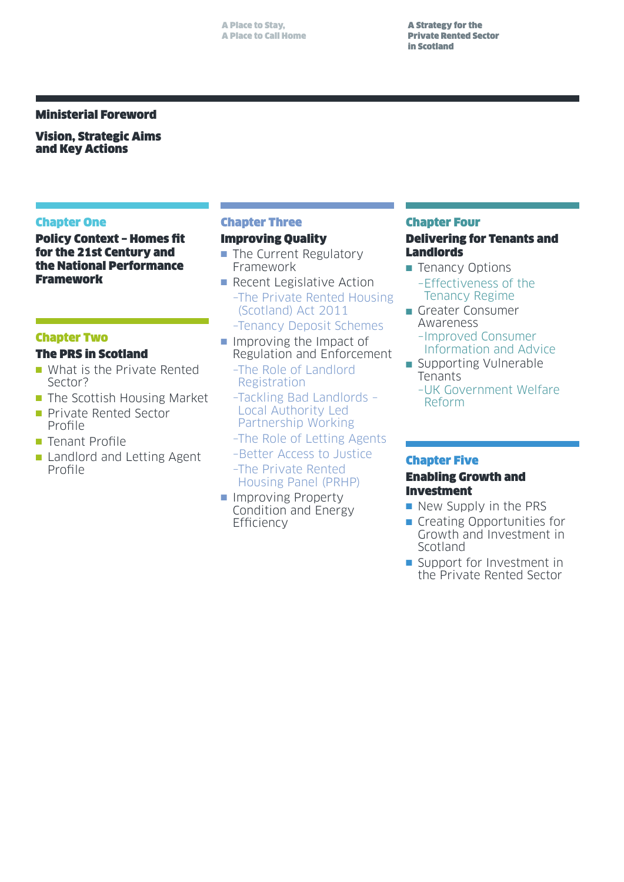## Ministerial Foreword

## Vision, Strategic Aims and Key Actions

### Chapter One

**Policy Context – Homes fit for the 21st Century and the National Performance Framework**

### Chapter Two

**The PRS in Scotland**

- What is the Private Rented Sector?
- The Scottish Housing Market
- Private Rented Sector Profile
- Tenant Profile
- Landlord and Letting Agent Profile

### Chapter Three

**Improving Quality**

- The Current Regulatory Framework
- Recent Legislative Action
  - –The Private Rented Housing (Scotland) Act 2011
  - –Tenancy Deposit Schemes
- Improving the Impact of Regulation and Enforcement
  - –The Role of Landlord Registration
  - –Tackling Bad Landlords – Local Authority Led Partnership Working
  - –The Role of Letting Agents
  - –Better Access to Justice
  - –The Private Rented Housing Panel (PRHP)
- Improving Property Condition and Energy Efficiency

### Chapter Four

**Delivering for Tenants and Landlords**

- Tenancy Options
  - –Effectiveness of the Tenancy Regime
- Greater Consumer Awareness
  - –Improved Consumer Information and Advice
- Supporting Vulnerable Tenants
  - –UK Government Welfare Reform

### Chapter Five

**Enabling Growth and Investment**

- New Supply in the PRS
- Creating Opportunities for Growth and Investment in Scotland
- Support for Investment in the Private Rented Sector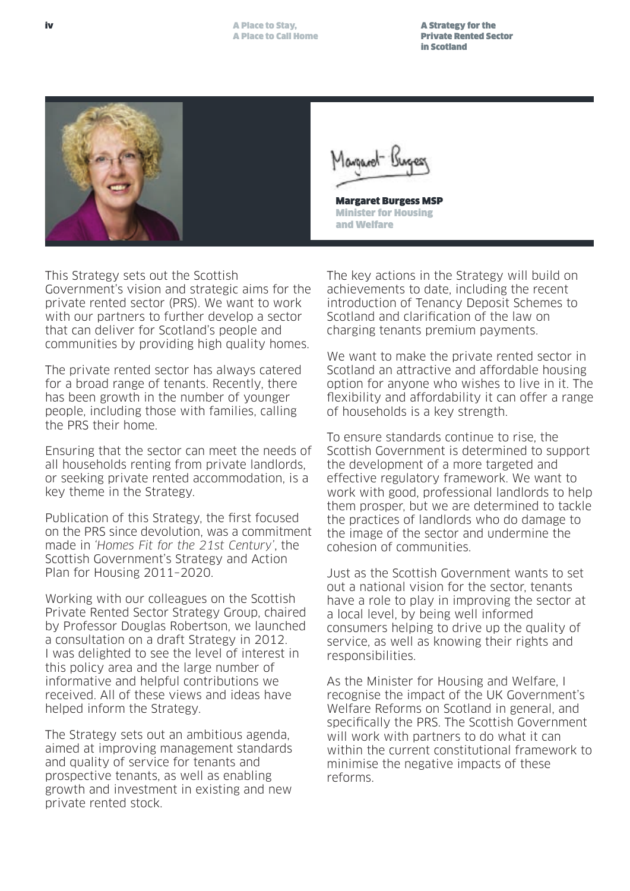Margaret Burgess

**Margaret Burgess MSP**
**Minister for Housing and Welfare**

This Strategy sets out the Scottish Government's vision and strategic aims for the private rented sector (PRS). We want to work with our partners to further develop a sector that can deliver for Scotland's people and communities by providing high quality homes.

The private rented sector has always catered for a broad range of tenants. Recently, there has been growth in the number of younger people, including those with families, calling the PRS their home.

Ensuring that the sector can meet the needs of all households renting from private landlords, or seeking private rented accommodation, is a key theme in the Strategy.

Publication of this Strategy, the first focused on the PRS since devolution, was a commitment made in *'Homes Fit for the 21st Century'*, the Scottish Government's Strategy and Action Plan for Housing 2011–2020.

Working with our colleagues on the Scottish Private Rented Sector Strategy Group, chaired by Professor Douglas Robertson, we launched a consultation on a draft Strategy in 2012. I was delighted to see the level of interest in this policy area and the large number of informative and helpful contributions we received. All of these views and ideas have helped inform the Strategy.

The Strategy sets out an ambitious agenda, aimed at improving management standards and quality of service for tenants and prospective tenants, as well as enabling growth and investment in existing and new private rented stock.

The key actions in the Strategy will build on achievements to date, including the recent introduction of Tenancy Deposit Schemes to Scotland and clarification of the law on charging tenants premium payments.

We want to make the private rented sector in Scotland an attractive and affordable housing option for anyone who wishes to live in it. The flexibility and affordability it can offer a range of households is a key strength.

To ensure standards continue to rise, the Scottish Government is determined to support the development of a more targeted and effective regulatory framework. We want to work with good, professional landlords to help them prosper, but we are determined to tackle the practices of landlords who do damage to the image of the sector and undermine the cohesion of communities.

Just as the Scottish Government wants to set out a national vision for the sector, tenants have a role to play in improving the sector at a local level, by being well informed consumers helping to drive up the quality of service, as well as knowing their rights and responsibilities.

As the Minister for Housing and Welfare, I recognise the impact of the UK Government's Welfare Reforms on Scotland in general, and specifically the PRS. The Scottish Government will work with partners to do what it can within the current constitutional framework to minimise the negative impacts of these reforms.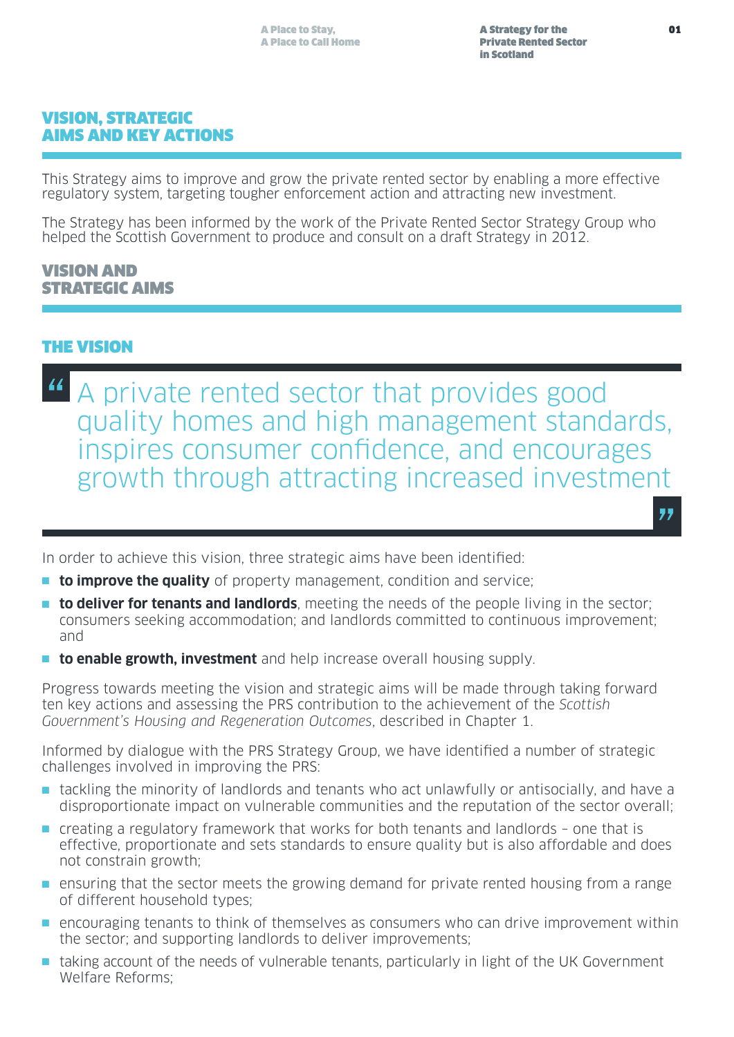## VISION, STRATEGIC AIMS AND KEY ACTIONS

This Strategy aims to improve and grow the private rented sector by enabling a more effective regulatory system, targeting tougher enforcement action and attracting new investment.

The Strategy has been informed by the work of the Private Rented Sector Strategy Group who helped the Scottish Government to produce and consult on a draft Strategy in 2012.

### VISION AND STRATEGIC AIMS

#### THE VISION

> "A private rented sector that provides good quality homes and high management standards, inspires consumer confidence, and encourages growth through attracting increased investment"

In order to achieve this vision, three strategic aims have been identified:

- **to improve the quality** of property management, condition and service;
- **to deliver for tenants and landlords**, meeting the needs of the people living in the sector; consumers seeking accommodation; and landlords committed to continuous improvement; and
- **to enable growth, investment** and help increase overall housing supply.

Progress towards meeting the vision and strategic aims will be made through taking forward ten key actions and assessing the PRS contribution to the achievement of the *Scottish Government's Housing and Regeneration Outcomes*, described in Chapter 1.

Informed by dialogue with the PRS Strategy Group, we have identified a number of strategic challenges involved in improving the PRS:

- tackling the minority of landlords and tenants who act unlawfully or antisocially, and have a disproportionate impact on vulnerable communities and the reputation of the sector overall;
- creating a regulatory framework that works for both tenants and landlords – one that is effective, proportionate and sets standards to ensure quality but is also affordable and does not constrain growth;
- ensuring that the sector meets the growing demand for private rented housing from a range of different household types;
- encouraging tenants to think of themselves as consumers who can drive improvement within the sector; and supporting landlords to deliver improvements;
- taking account of the needs of vulnerable tenants, particularly in light of the UK Government Welfare Reforms;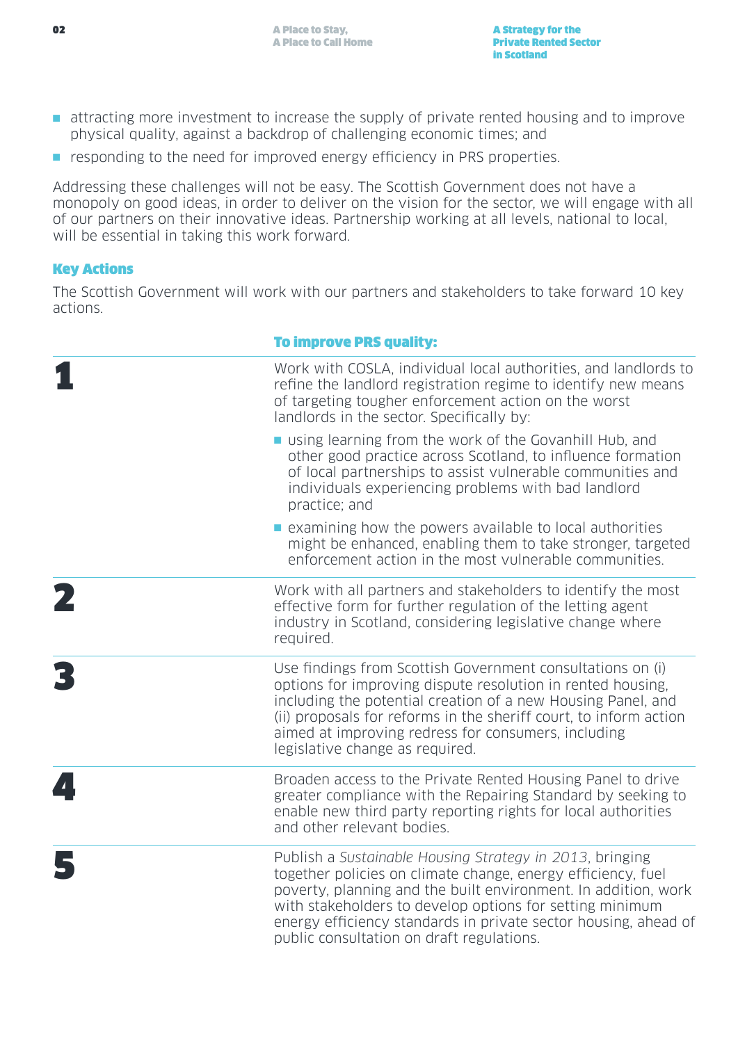- attracting more investment to increase the supply of private rented housing and to improve physical quality, against a backdrop of challenging economic times; and
- responding to the need for improved energy efficiency in PRS properties.

Addressing these challenges will not be easy. The Scottish Government does not have a monopoly on good ideas, in order to deliver on the vision for the sector, we will engage with all of our partners on their innovative ideas. Partnership working at all levels, national to local, will be essential in taking this work forward.

### Key Actions

The Scottish Government will work with our partners and stakeholders to take forward 10 key actions.

#### To improve PRS quality:

**1**

Work with COSLA, individual local authorities, and landlords to refine the landlord registration regime to identify new means of targeting tougher enforcement action on the worst landlords in the sector. Specifically by:

- using learning from the work of the Govanhill Hub, and other good practice across Scotland, to influence formation of local partnerships to assist vulnerable communities and individuals experiencing problems with bad landlord practice; and
- examining how the powers available to local authorities might be enhanced, enabling them to take stronger, targeted enforcement action in the most vulnerable communities.

**2**

Work with all partners and stakeholders to identify the most effective form for further regulation of the letting agent industry in Scotland, considering legislative change where required.

**3**

Use findings from Scottish Government consultations on (i) options for improving dispute resolution in rented housing, including the potential creation of a new Housing Panel, and (ii) proposals for reforms in the sheriff court, to inform action aimed at improving redress for consumers, including legislative change as required.

**4**

Broaden access to the Private Rented Housing Panel to drive greater compliance with the Repairing Standard by seeking to enable new third party reporting rights for local authorities and other relevant bodies.

**5**

Publish a *Sustainable Housing Strategy in 2013*, bringing together policies on climate change, energy efficiency, fuel poverty, planning and the built environment. In addition, work with stakeholders to develop options for setting minimum energy efficiency standards in private sector housing, ahead of public consultation on draft regulations.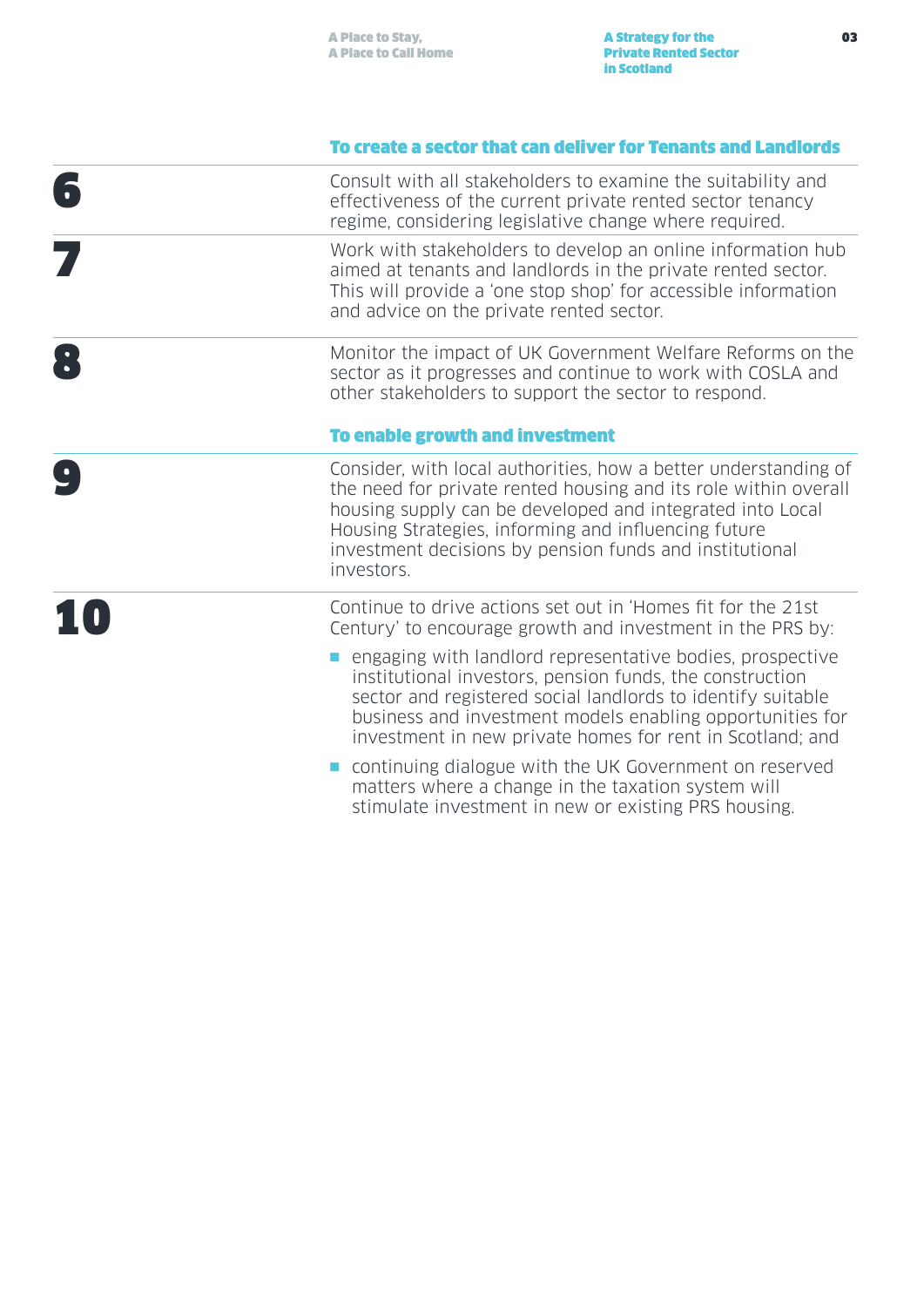### To create a sector that can deliver for Tenants and Landlords

**6**

Consult with all stakeholders to examine the suitability and effectiveness of the current private rented sector tenancy regime, considering legislative change where required.

**7**

Work with stakeholders to develop an online information hub aimed at tenants and landlords in the private rented sector. This will provide a 'one stop shop' for accessible information and advice on the private rented sector.

**8**

Monitor the impact of UK Government Welfare Reforms on the sector as it progresses and continue to work with COSLA and other stakeholders to support the sector to respond.

### To enable growth and investment

**9**

Consider, with local authorities, how a better understanding of the need for private rented housing and its role within overall housing supply can be developed and integrated into Local Housing Strategies, informing and influencing future investment decisions by pension funds and institutional investors.

**10**

Continue to drive actions set out in 'Homes fit for the 21st Century' to encourage growth and investment in the PRS by:

- engaging with landlord representative bodies, prospective institutional investors, pension funds, the construction sector and registered social landlords to identify suitable business and investment models enabling opportunities for investment in new private homes for rent in Scotland; and
- continuing dialogue with the UK Government on reserved matters where a change in the taxation system will stimulate investment in new or existing PRS housing.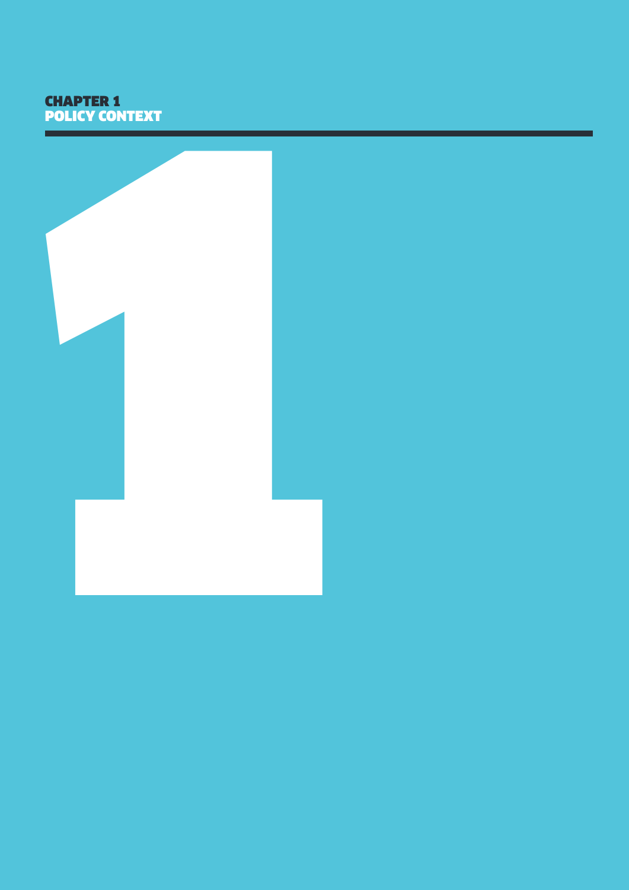# CHAPTER 1
# POLICY CONTEXT

1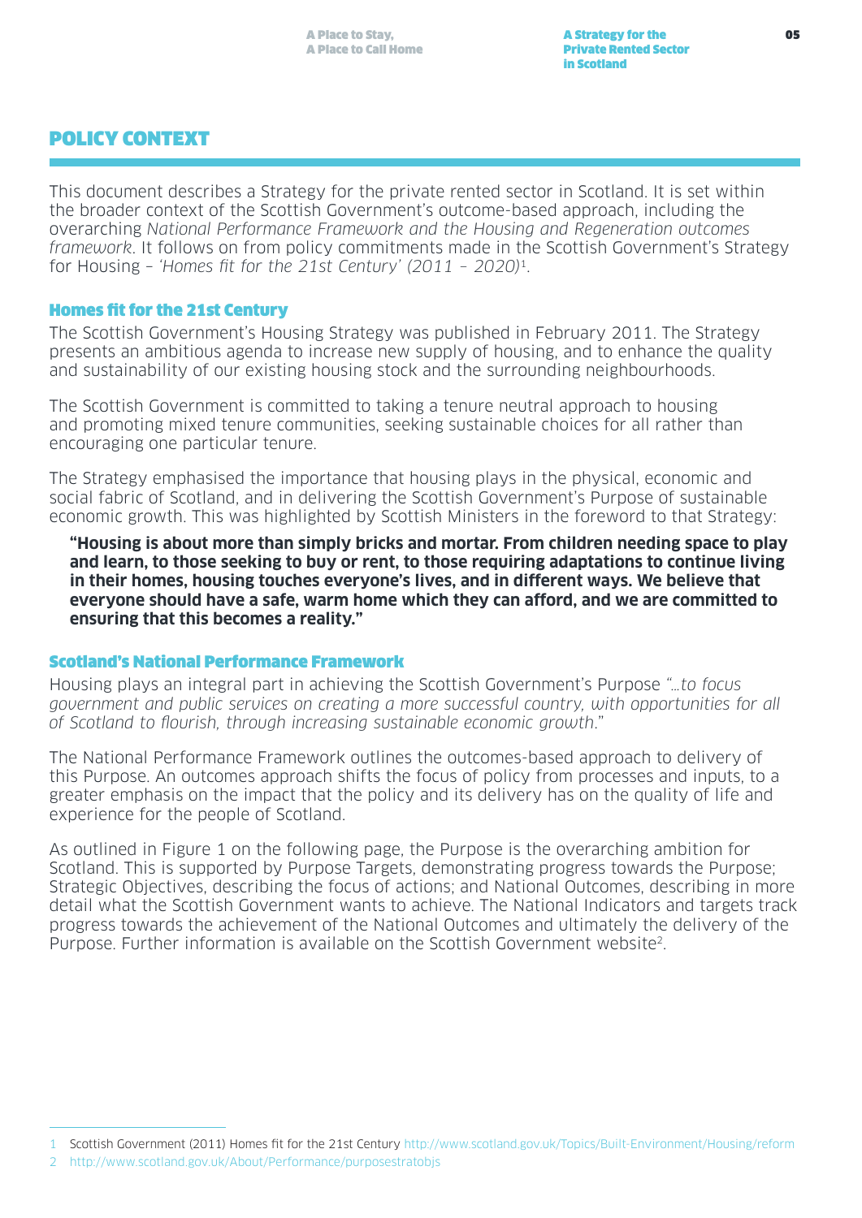# POLICY CONTEXT

This document describes a Strategy for the private rented sector in Scotland. It is set within the broader context of the Scottish Government's outcome-based approach, including the overarching *National Performance Framework and the Housing and Regeneration outcomes framework*. It follows on from policy commitments made in the Scottish Government's Strategy for Housing – *'Homes fit for the 21st Century' (2011 – 2020)*[1].

## Homes fit for the 21st Century

The Scottish Government's Housing Strategy was published in February 2011. The Strategy presents an ambitious agenda to increase new supply of housing, and to enhance the quality and sustainability of our existing housing stock and the surrounding neighbourhoods.

The Scottish Government is committed to taking a tenure neutral approach to housing and promoting mixed tenure communities, seeking sustainable choices for all rather than encouraging one particular tenure.

The Strategy emphasised the importance that housing plays in the physical, economic and social fabric of Scotland, and in delivering the Scottish Government's Purpose of sustainable economic growth. This was highlighted by Scottish Ministers in the foreword to that Strategy:

> **"Housing is about more than simply bricks and mortar. From children needing space to play and learn, to those seeking to buy or rent, to those requiring adaptations to continue living in their homes, housing touches everyone's lives, and in different ways. We believe that everyone should have a safe, warm home which they can afford, and we are committed to ensuring that this becomes a reality."**

## Scotland's National Performance Framework

Housing plays an integral part in achieving the Scottish Government's Purpose *"…to focus government and public services on creating a more successful country, with opportunities for all of Scotland to flourish, through increasing sustainable economic growth*."

The National Performance Framework outlines the outcomes-based approach to delivery of this Purpose. An outcomes approach shifts the focus of policy from processes and inputs, to a greater emphasis on the impact that the policy and its delivery has on the quality of life and experience for the people of Scotland.

As outlined in Figure 1 on the following page, the Purpose is the overarching ambition for Scotland. This is supported by Purpose Targets, demonstrating progress towards the Purpose; Strategic Objectives, describing the focus of actions; and National Outcomes, describing in more detail what the Scottish Government wants to achieve. The National Indicators and targets track progress towards the achievement of the National Outcomes and ultimately the delivery of the Purpose. Further information is available on the Scottish Government website[2].

---

1 Scottish Government (2011) Homes fit for the 21st Century http://www.scotland.gov.uk/Topics/Built-Environment/Housing/reform

2 http://www.scotland.gov.uk/About/Performance/purposestratobjs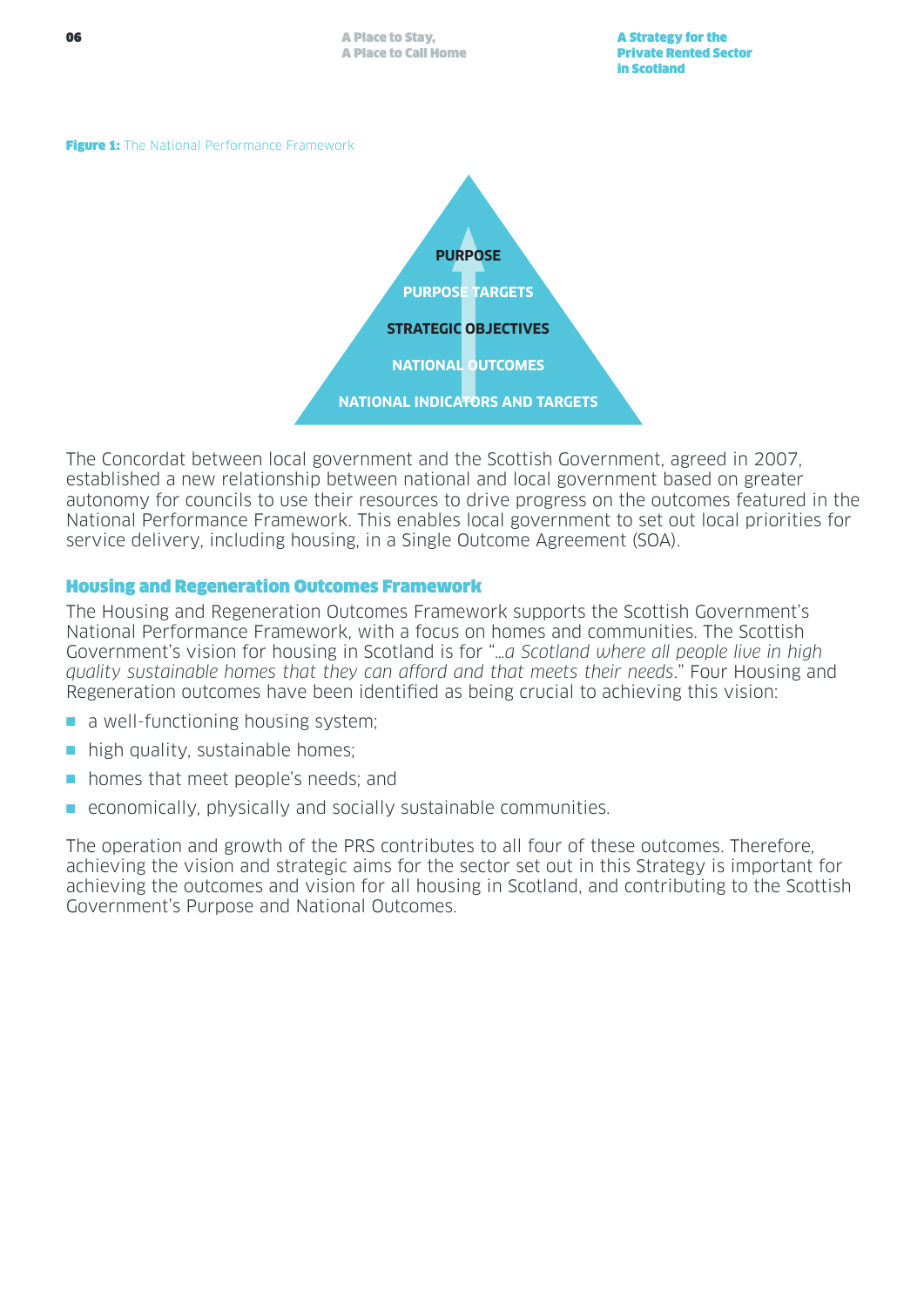**Figure 1:** The National Performance Framework

PURPOSE

PURPOSE TARGETS

STRATEGIC OBJECTIVES

NATIONAL OUTCOMES

NATIONAL INDICATORS AND TARGETS

The Concordat between local government and the Scottish Government, agreed in 2007, established a new relationship between national and local government based on greater autonomy for councils to use their resources to drive progress on the outcomes featured in the National Performance Framework. This enables local government to set out local priorities for service delivery, including housing, in a Single Outcome Agreement (SOA).

## Housing and Regeneration Outcomes Framework

The Housing and Regeneration Outcomes Framework supports the Scottish Government's National Performance Framework, with a focus on homes and communities. The Scottish Government's vision for housing in Scotland is for "*…a Scotland where all people live in high quality sustainable homes that they can afford and that meets their needs*." Four Housing and Regeneration outcomes have been identified as being crucial to achieving this vision:

- a well-functioning housing system;
- high quality, sustainable homes;
- homes that meet people's needs; and
- economically, physically and socially sustainable communities.

The operation and growth of the PRS contributes to all four of these outcomes. Therefore, achieving the vision and strategic aims for the sector set out in this Strategy is important for achieving the outcomes and vision for all housing in Scotland, and contributing to the Scottish Government's Purpose and National Outcomes.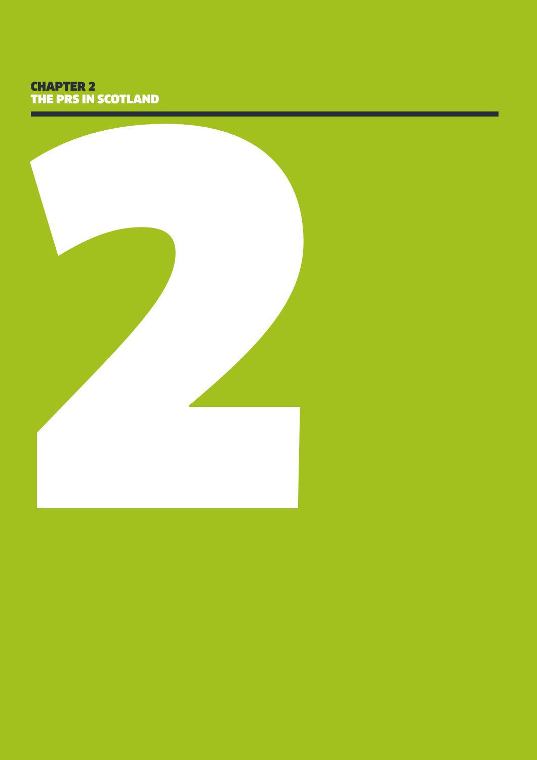# CHAPTER 2
# THE PRS IN SCOTLAND

2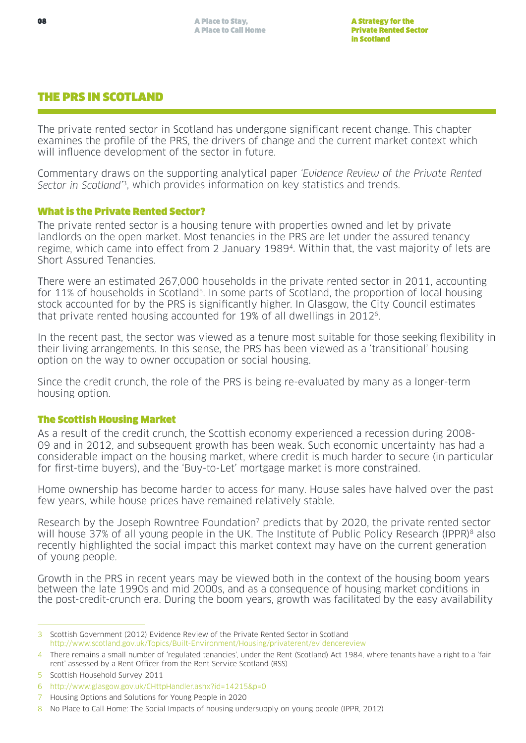## THE PRS IN SCOTLAND

The private rented sector in Scotland has undergone significant recent change. This chapter examines the profile of the PRS, the drivers of change and the current market context which will influence development of the sector in future.

Commentary draws on the supporting analytical paper *'Evidence Review of the Private Rented Sector in Scotland'*[3], which provides information on key statistics and trends.

### What is the Private Rented Sector?

The private rented sector is a housing tenure with properties owned and let by private landlords on the open market. Most tenancies in the PRS are let under the assured tenancy regime, which came into effect from 2 January 1989[4]. Within that, the vast majority of lets are Short Assured Tenancies.

There were an estimated 267,000 households in the private rented sector in 2011, accounting for 11% of households in Scotland[5]. In some parts of Scotland, the proportion of local housing stock accounted for by the PRS is significantly higher. In Glasgow, the City Council estimates that private rented housing accounted for 19% of all dwellings in 2012[6].

In the recent past, the sector was viewed as a tenure most suitable for those seeking flexibility in their living arrangements. In this sense, the PRS has been viewed as a 'transitional' housing option on the way to owner occupation or social housing.

Since the credit crunch, the role of the PRS is being re-evaluated by many as a longer-term housing option.

### The Scottish Housing Market

As a result of the credit crunch, the Scottish economy experienced a recession during 2008-09 and in 2012, and subsequent growth has been weak. Such economic uncertainty has had a considerable impact on the housing market, where credit is much harder to secure (in particular for first-time buyers), and the 'Buy-to-Let' mortgage market is more constrained.

Home ownership has become harder to access for many. House sales have halved over the past few years, while house prices have remained relatively stable.

Research by the Joseph Rowntree Foundation[7] predicts that by 2020, the private rented sector will house 37% of all young people in the UK. The Institute of Public Policy Research (IPPR)[8] also recently highlighted the social impact this market context may have on the current generation of young people.

Growth in the PRS in recent years may be viewed both in the context of the housing boom years between the late 1990s and mid 2000s, and as a consequence of housing market conditions in the post-credit-crunch era. During the boom years, growth was facilitated by the easy availability

---

3 Scottish Government (2012) Evidence Review of the Private Rented Sector in Scotland http://www.scotland.gov.uk/Topics/Built-Environment/Housing/privaterent/evidencereview

4 There remains a small number of 'regulated tenancies', under the Rent (Scotland) Act 1984, where tenants have a right to a 'fair rent' assessed by a Rent Officer from the Rent Service Scotland (RSS)

5 Scottish Household Survey 2011

6 http://www.glasgow.gov.uk/CHttpHandler.ashx?id=14215&p=0

7 Housing Options and Solutions for Young People in 2020

8 No Place to Call Home: The Social Impacts of housing undersupply on young people (IPPR, 2012)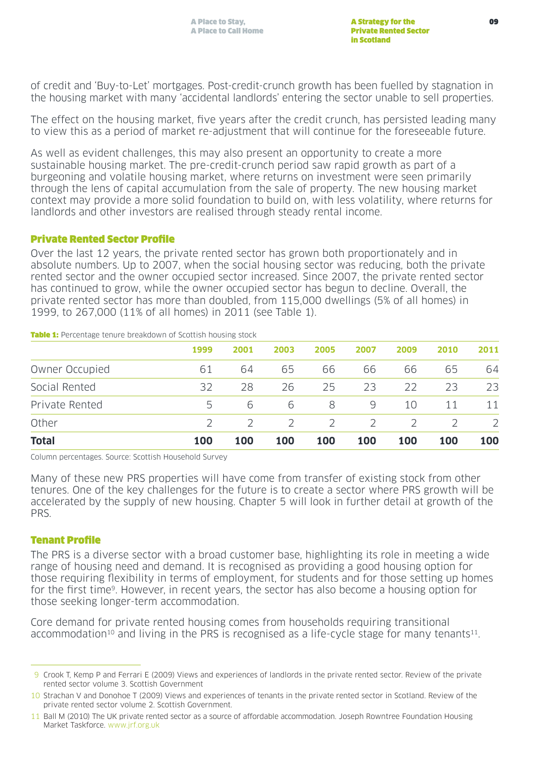of credit and 'Buy-to-Let' mortgages. Post-credit-crunch growth has been fuelled by stagnation in the housing market with many 'accidental landlords' entering the sector unable to sell properties.

The effect on the housing market, five years after the credit crunch, has persisted leading many to view this as a period of market re-adjustment that will continue for the foreseeable future.

As well as evident challenges, this may also present an opportunity to create a more sustainable housing market. The pre-credit-crunch period saw rapid growth as part of a burgeoning and volatile housing market, where returns on investment were seen primarily through the lens of capital accumulation from the sale of property. The new housing market context may provide a more solid foundation to build on, with less volatility, where returns for landlords and other investors are realised through steady rental income.

## Private Rented Sector Profile

Over the last 12 years, the private rented sector has grown both proportionately and in absolute numbers. Up to 2007, when the social housing sector was reducing, both the private rented sector and the owner occupied sector increased. Since 2007, the private rented sector has continued to grow, while the owner occupied sector has begun to decline. Overall, the private rented sector has more than doubled, from 115,000 dwellings (5% of all homes) in 1999, to 267,000 (11% of all homes) in 2011 (see Table 1).

**Table 1:** Percentage tenure breakdown of Scottish housing stock

| | 1999 | 2001 | 2003 | 2005 | 2007 | 2009 | 2010 | 2011 |
|---|---|---|---|---|---|---|---|---|
| Owner Occupied | 61 | 64 | 65 | 66 | 66 | 66 | 65 | 64 |
| Social Rented | 32 | 28 | 26 | 25 | 23 | 22 | 23 | 23 |
| Private Rented | 5 | 6 | 6 | 8 | 9 | 10 | 11 | 11 |
| Other | 2 | 2 | 2 | 2 | 2 | 2 | 2 | 2 |
| **Total** | **100** | **100** | **100** | **100** | **100** | **100** | **100** | **100** |

Column percentages. Source: Scottish Household Survey

Many of these new PRS properties will have come from transfer of existing stock from other tenures. One of the key challenges for the future is to create a sector where PRS growth will be accelerated by the supply of new housing. Chapter 5 will look in further detail at growth of the PRS.

## Tenant Profile

The PRS is a diverse sector with a broad customer base, highlighting its role in meeting a wide range of housing need and demand. It is recognised as providing a good housing option for those requiring flexibility in terms of employment, for students and for those setting up homes for the first time[9]. However, in recent years, the sector has also become a housing option for those seeking longer-term accommodation.

Core demand for private rented housing comes from households requiring transitional accommodation[10] and living in the PRS is recognised as a life-cycle stage for many tenants[11].

---

9 Crook T, Kemp P and Ferrari E (2009) Views and experiences of landlords in the private rented sector. Review of the private rented sector volume 3. Scottish Government

10 Strachan V and Donohoe T (2009) Views and experiences of tenants in the private rented sector in Scotland. Review of the private rented sector volume 2. Scottish Government.

11 Ball M (2010) The UK private rented sector as a source of affordable accommodation. Joseph Rowntree Foundation Housing Market Taskforce. www.jrf.org.uk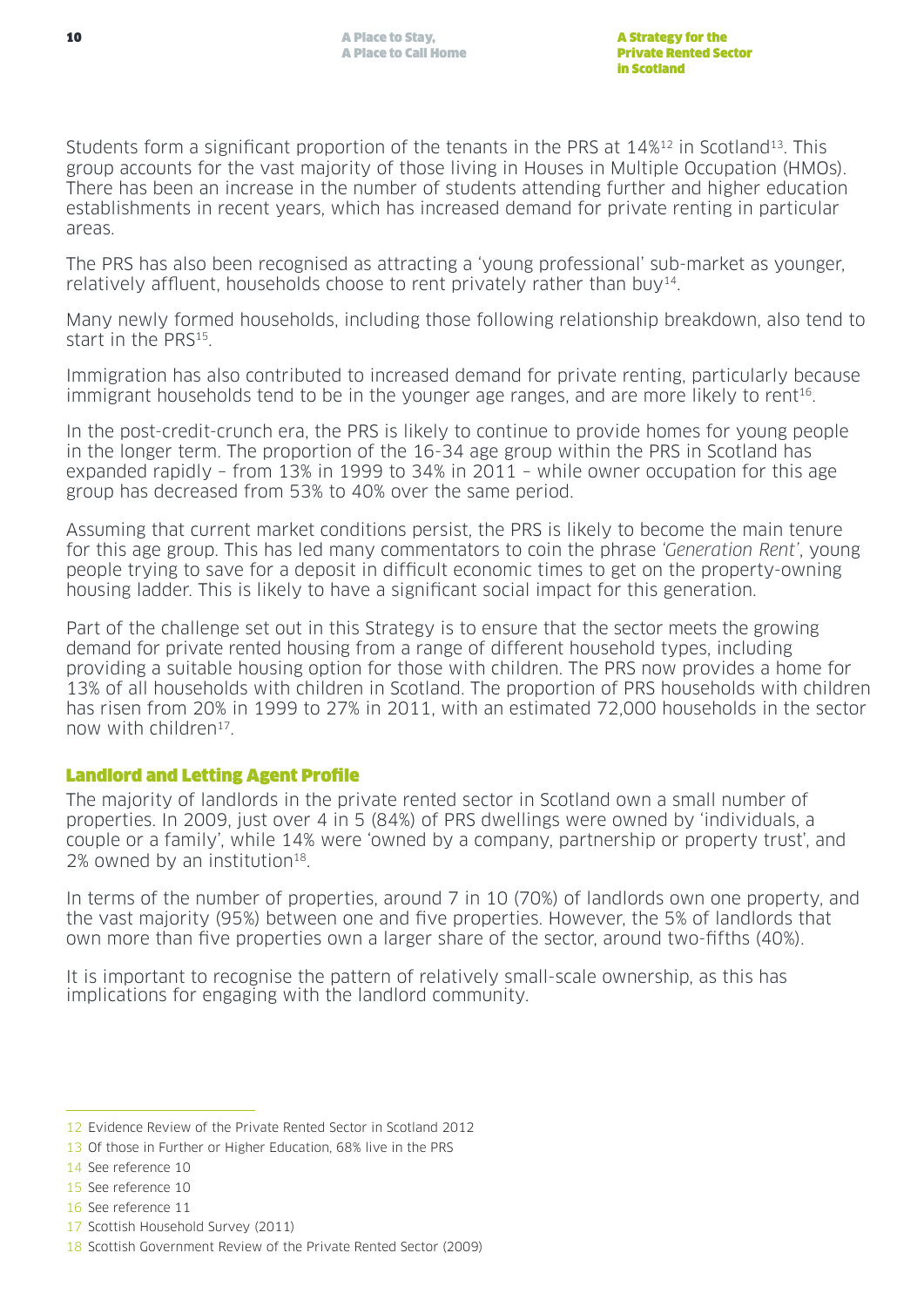Students form a significant proportion of the tenants in the PRS at 14%[12] in Scotland[13]. This group accounts for the vast majority of those living in Houses in Multiple Occupation (HMOs). There has been an increase in the number of students attending further and higher education establishments in recent years, which has increased demand for private renting in particular areas.

The PRS has also been recognised as attracting a 'young professional' sub-market as younger, relatively affluent, households choose to rent privately rather than buy[14].

Many newly formed households, including those following relationship breakdown, also tend to start in the PRS[15].

Immigration has also contributed to increased demand for private renting, particularly because immigrant households tend to be in the younger age ranges, and are more likely to rent[16].

In the post-credit-crunch era, the PRS is likely to continue to provide homes for young people in the longer term. The proportion of the 16-34 age group within the PRS in Scotland has expanded rapidly – from 13% in 1999 to 34% in 2011 – while owner occupation for this age group has decreased from 53% to 40% over the same period.

Assuming that current market conditions persist, the PRS is likely to become the main tenure for this age group. This has led many commentators to coin the phrase *'Generation Rent'*, young people trying to save for a deposit in difficult economic times to get on the property-owning housing ladder. This is likely to have a significant social impact for this generation.

Part of the challenge set out in this Strategy is to ensure that the sector meets the growing demand for private rented housing from a range of different household types, including providing a suitable housing option for those with children. The PRS now provides a home for 13% of all households with children in Scotland. The proportion of PRS households with children has risen from 20% in 1999 to 27% in 2011, with an estimated 72,000 households in the sector now with children[17].

## Landlord and Letting Agent Profile

The majority of landlords in the private rented sector in Scotland own a small number of properties. In 2009, just over 4 in 5 (84%) of PRS dwellings were owned by 'individuals, a couple or a family', while 14% were 'owned by a company, partnership or property trust', and 2% owned by an institution[18].

In terms of the number of properties, around 7 in 10 (70%) of landlords own one property, and the vast majority (95%) between one and five properties. However, the 5% of landlords that own more than five properties own a larger share of the sector, around two-fifths (40%).

It is important to recognise the pattern of relatively small-scale ownership, as this has implications for engaging with the landlord community.

---

12 Evidence Review of the Private Rented Sector in Scotland 2012

13 Of those in Further or Higher Education, 68% live in the PRS

14 See reference 10

15 See reference 10

16 See reference 11

17 Scottish Household Survey (2011)

18 Scottish Government Review of the Private Rented Sector (2009)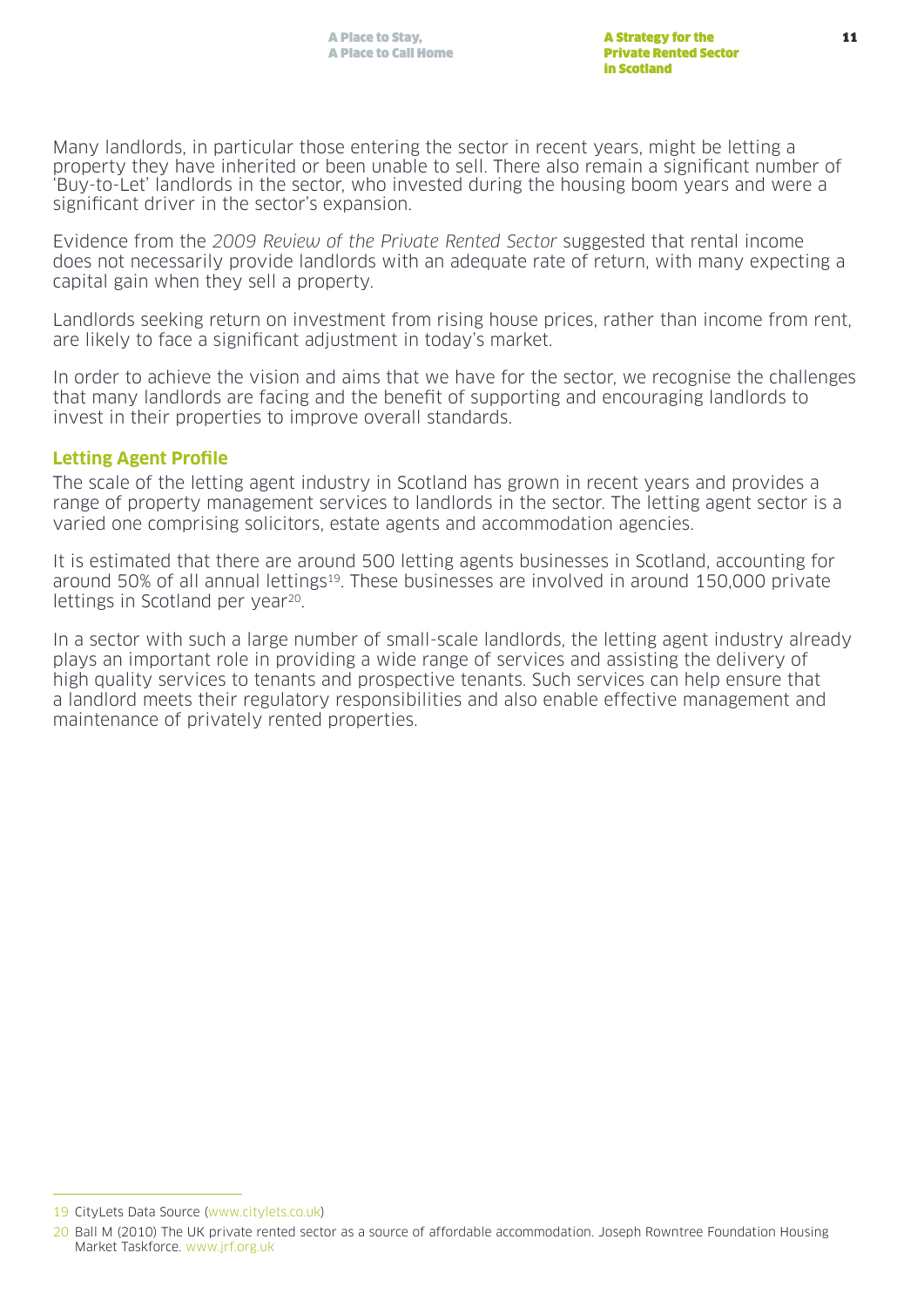Many landlords, in particular those entering the sector in recent years, might be letting a property they have inherited or been unable to sell. There also remain a significant number of 'Buy-to-Let' landlords in the sector, who invested during the housing boom years and were a significant driver in the sector's expansion.

Evidence from the *2009 Review of the Private Rented Sector* suggested that rental income does not necessarily provide landlords with an adequate rate of return, with many expecting a capital gain when they sell a property.

Landlords seeking return on investment from rising house prices, rather than income from rent, are likely to face a significant adjustment in today's market.

In order to achieve the vision and aims that we have for the sector, we recognise the challenges that many landlords are facing and the benefit of supporting and encouraging landlords to invest in their properties to improve overall standards.

## Letting Agent Profile

The scale of the letting agent industry in Scotland has grown in recent years and provides a range of property management services to landlords in the sector. The letting agent sector is a varied one comprising solicitors, estate agents and accommodation agencies.

It is estimated that there are around 500 letting agents businesses in Scotland, accounting for around 50% of all annual lettings[19]. These businesses are involved in around 150,000 private lettings in Scotland per year[20].

In a sector with such a large number of small-scale landlords, the letting agent industry already plays an important role in providing a wide range of services and assisting the delivery of high quality services to tenants and prospective tenants. Such services can help ensure that a landlord meets their regulatory responsibilities and also enable effective management and maintenance of privately rented properties.

---

19 CityLets Data Source (www.citylets.co.uk)

20 Ball M (2010) The UK private rented sector as a source of affordable accommodation. Joseph Rowntree Foundation Housing Market Taskforce. www.jrf.org.uk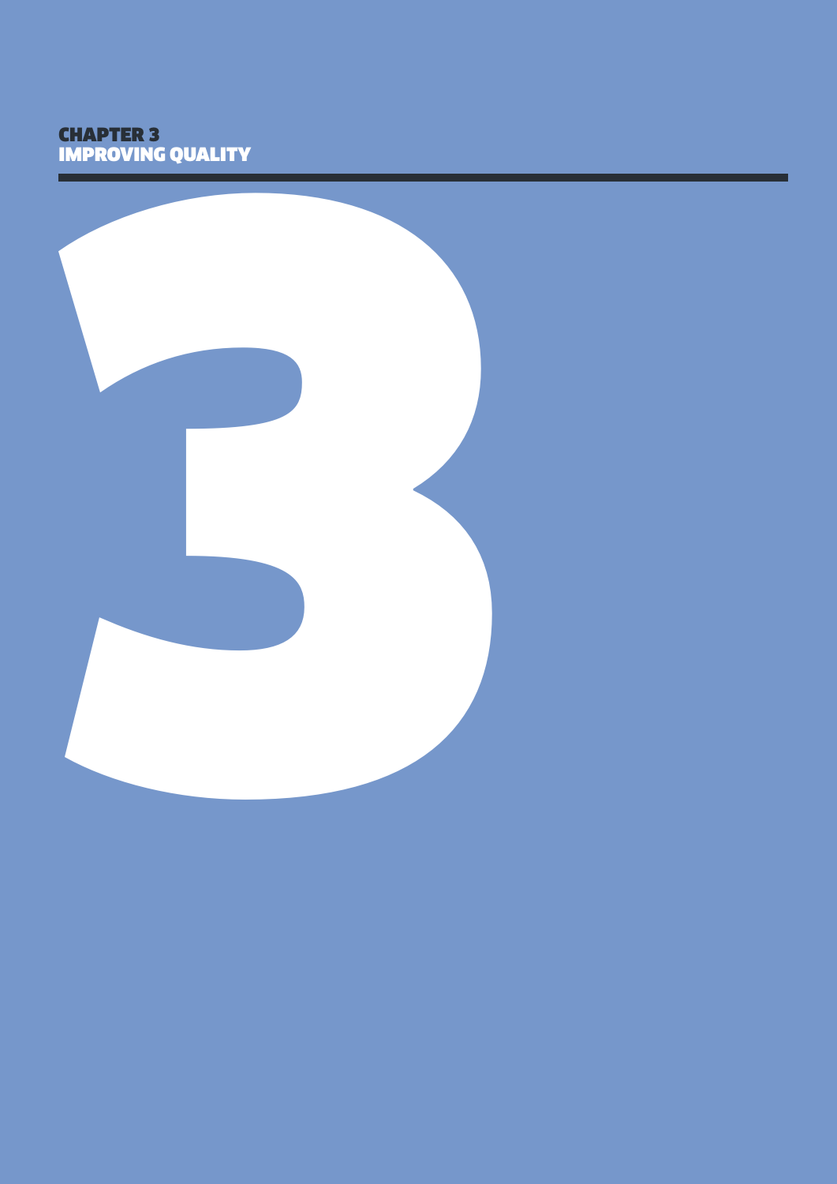# CHAPTER 3
# IMPROVING QUALITY

3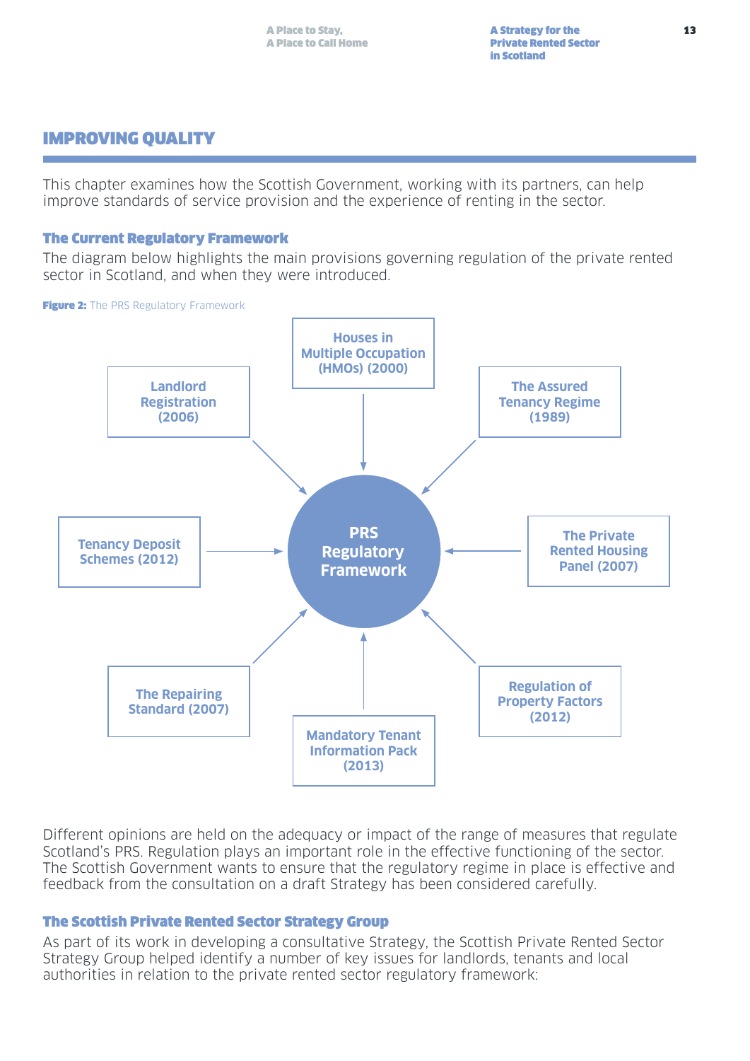## IMPROVING QUALITY

This chapter examines how the Scottish Government, working with its partners, can help improve standards of service provision and the experience of renting in the sector.

### The Current Regulatory Framework

The diagram below highlights the main provisions governing regulation of the private rented sector in Scotland, and when they were introduced.

**Figure 2:** The PRS Regulatory Framework

**PRS Regulatory Framework**

- Houses in Multiple Occupation (HMOs) (2000)
- The Assured Tenancy Regime (1989)
- The Private Rented Housing Panel (2007)
- Regulation of Property Factors (2012)
- Mandatory Tenant Information Pack (2013)
- The Repairing Standard (2007)
- Tenancy Deposit Schemes (2012)
- Landlord Registration (2006)

Different opinions are held on the adequacy or impact of the range of measures that regulate Scotland's PRS. Regulation plays an important role in the effective functioning of the sector. The Scottish Government wants to ensure that the regulatory regime in place is effective and feedback from the consultation on a draft Strategy has been considered carefully.

### The Scottish Private Rented Sector Strategy Group

As part of its work in developing a consultative Strategy, the Scottish Private Rented Sector Strategy Group helped identify a number of key issues for landlords, tenants and local authorities in relation to the private rented sector regulatory framework: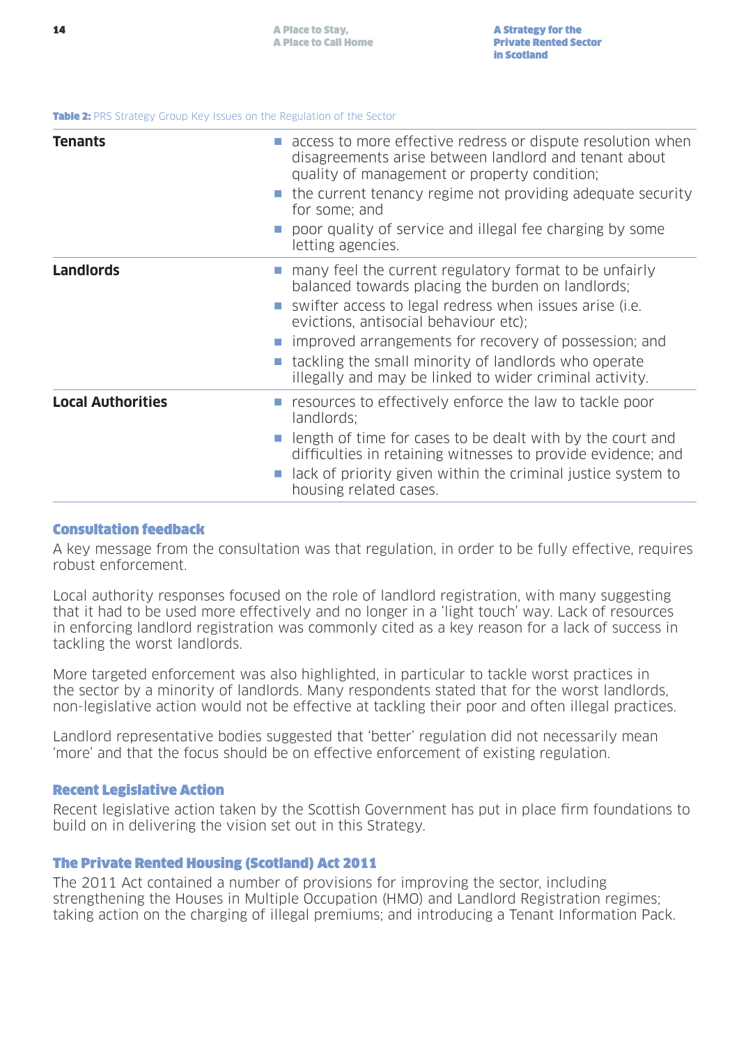**Table 2:** PRS Strategy Group Key Issues on the Regulation of the Sector

| | |
|---|---|
| **Tenants** | ■ access to more effective redress or dispute resolution when disagreements arise between landlord and tenant about quality of management or property condition;<br>■ the current tenancy regime not providing adequate security for some; and<br>■ poor quality of service and illegal fee charging by some letting agencies. |
| **Landlords** | ■ many feel the current regulatory format to be unfairly balanced towards placing the burden on landlords;<br>■ swifter access to legal redress when issues arise (i.e. evictions, antisocial behaviour etc);<br>■ improved arrangements for recovery of possession; and<br>■ tackling the small minority of landlords who operate illegally and may be linked to wider criminal activity. |
| **Local Authorities** | ■ resources to effectively enforce the law to tackle poor landlords;<br>■ length of time for cases to be dealt with by the court and difficulties in retaining witnesses to provide evidence; and<br>■ lack of priority given within the criminal justice system to housing related cases. |

## Consultation feedback

A key message from the consultation was that regulation, in order to be fully effective, requires robust enforcement.

Local authority responses focused on the role of landlord registration, with many suggesting that it had to be used more effectively and no longer in a 'light touch' way. Lack of resources in enforcing landlord registration was commonly cited as a key reason for a lack of success in tackling the worst landlords.

More targeted enforcement was also highlighted, in particular to tackle worst practices in the sector by a minority of landlords. Many respondents stated that for the worst landlords, non-legislative action would not be effective at tackling their poor and often illegal practices.

Landlord representative bodies suggested that 'better' regulation did not necessarily mean 'more' and that the focus should be on effective enforcement of existing regulation.

## Recent Legislative Action

Recent legislative action taken by the Scottish Government has put in place firm foundations to build on in delivering the vision set out in this Strategy.

## The Private Rented Housing (Scotland) Act 2011

The 2011 Act contained a number of provisions for improving the sector, including strengthening the Houses in Multiple Occupation (HMO) and Landlord Registration regimes; taking action on the charging of illegal premiums; and introducing a Tenant Information Pack.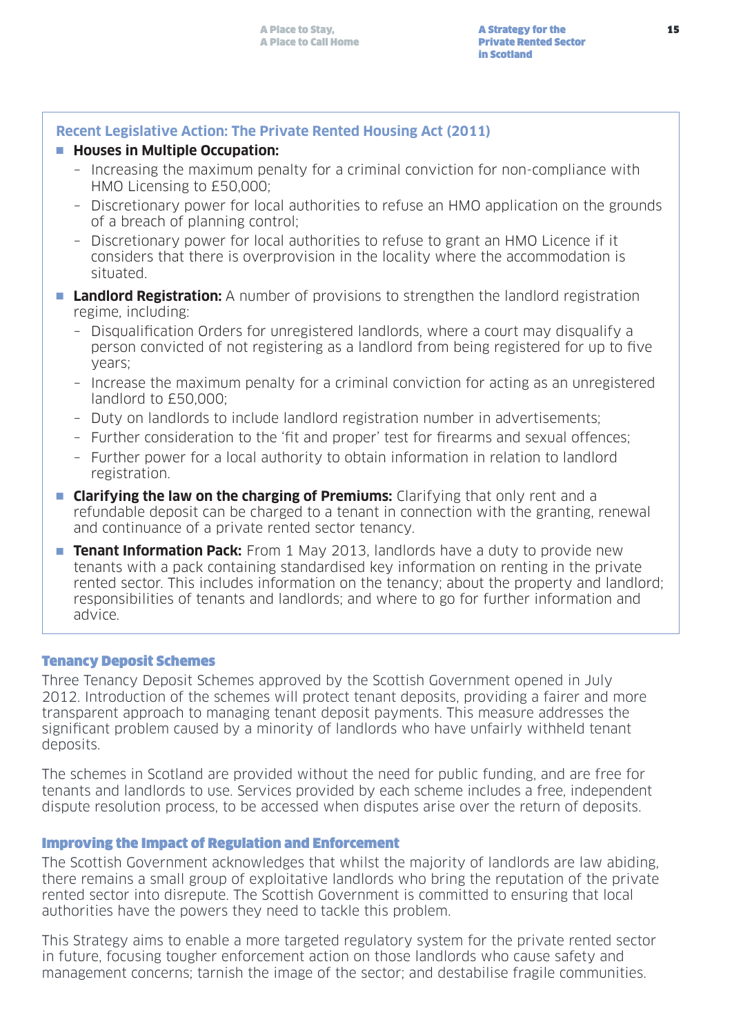### Recent Legislative Action: The Private Rented Housing Act (2011)

- **Houses in Multiple Occupation:**
  - Increasing the maximum penalty for a criminal conviction for non-compliance with HMO Licensing to £50,000;
  - Discretionary power for local authorities to refuse an HMO application on the grounds of a breach of planning control;
  - Discretionary power for local authorities to refuse to grant an HMO Licence if it considers that there is overprovision in the locality where the accommodation is situated.
- **Landlord Registration:** A number of provisions to strengthen the landlord registration regime, including:
  - Disqualification Orders for unregistered landlords, where a court may disqualify a person convicted of not registering as a landlord from being registered for up to five years;
  - Increase the maximum penalty for a criminal conviction for acting as an unregistered landlord to £50,000;
  - Duty on landlords to include landlord registration number in advertisements;
  - Further consideration to the 'fit and proper' test for firearms and sexual offences;
  - Further power for a local authority to obtain information in relation to landlord registration.
- **Clarifying the law on the charging of Premiums:** Clarifying that only rent and a refundable deposit can be charged to a tenant in connection with the granting, renewal and continuance of a private rented sector tenancy.
- **Tenant Information Pack:** From 1 May 2013, landlords have a duty to provide new tenants with a pack containing standardised key information on renting in the private rented sector. This includes information on the tenancy; about the property and landlord; responsibilities of tenants and landlords; and where to go for further information and advice.

## Tenancy Deposit Schemes

Three Tenancy Deposit Schemes approved by the Scottish Government opened in July 2012. Introduction of the schemes will protect tenant deposits, providing a fairer and more transparent approach to managing tenant deposit payments. This measure addresses the significant problem caused by a minority of landlords who have unfairly withheld tenant deposits.

The schemes in Scotland are provided without the need for public funding, and are free for tenants and landlords to use. Services provided by each scheme includes a free, independent dispute resolution process, to be accessed when disputes arise over the return of deposits.

## Improving the Impact of Regulation and Enforcement

The Scottish Government acknowledges that whilst the majority of landlords are law abiding, there remains a small group of exploitative landlords who bring the reputation of the private rented sector into disrepute. The Scottish Government is committed to ensuring that local authorities have the powers they need to tackle this problem.

This Strategy aims to enable a more targeted regulatory system for the private rented sector in future, focusing tougher enforcement action on those landlords who cause safety and management concerns; tarnish the image of the sector; and destabilise fragile communities.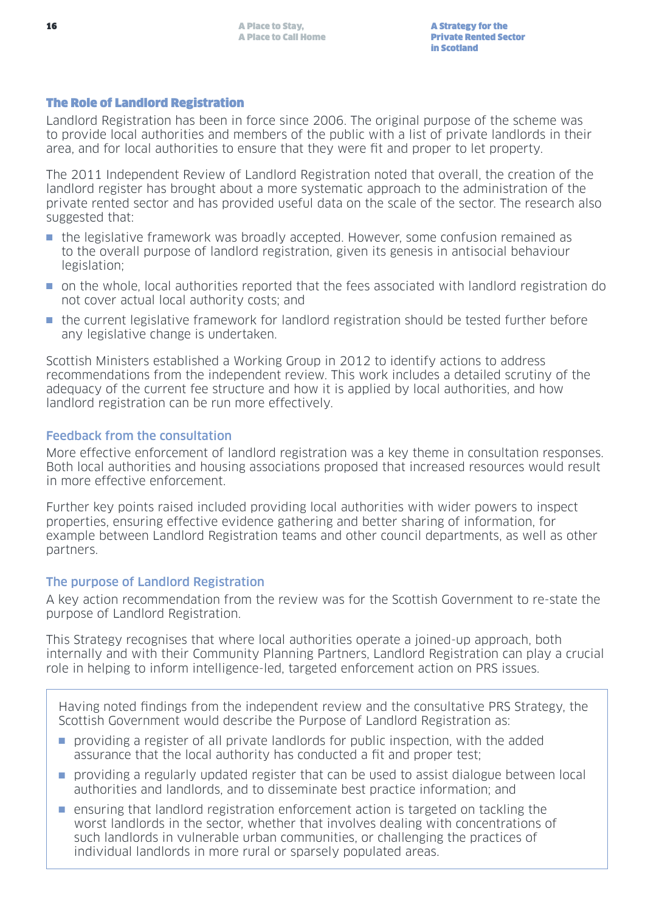## The Role of Landlord Registration

Landlord Registration has been in force since 2006. The original purpose of the scheme was to provide local authorities and members of the public with a list of private landlords in their area, and for local authorities to ensure that they were fit and proper to let property.

The 2011 Independent Review of Landlord Registration noted that overall, the creation of the landlord register has brought about a more systematic approach to the administration of the private rented sector and has provided useful data on the scale of the sector. The research also suggested that:

- the legislative framework was broadly accepted. However, some confusion remained as to the overall purpose of landlord registration, given its genesis in antisocial behaviour legislation;
- on the whole, local authorities reported that the fees associated with landlord registration do not cover actual local authority costs; and
- the current legislative framework for landlord registration should be tested further before any legislative change is undertaken.

Scottish Ministers established a Working Group in 2012 to identify actions to address recommendations from the independent review. This work includes a detailed scrutiny of the adequacy of the current fee structure and how it is applied by local authorities, and how landlord registration can be run more effectively.

### Feedback from the consultation

More effective enforcement of landlord registration was a key theme in consultation responses. Both local authorities and housing associations proposed that increased resources would result in more effective enforcement.

Further key points raised included providing local authorities with wider powers to inspect properties, ensuring effective evidence gathering and better sharing of information, for example between Landlord Registration teams and other council departments, as well as other partners.

### The purpose of Landlord Registration

A key action recommendation from the review was for the Scottish Government to re-state the purpose of Landlord Registration.

This Strategy recognises that where local authorities operate a joined-up approach, both internally and with their Community Planning Partners, Landlord Registration can play a crucial role in helping to inform intelligence-led, targeted enforcement action on PRS issues.

> Having noted findings from the independent review and the consultative PRS Strategy, the Scottish Government would describe the Purpose of Landlord Registration as:
>
> - providing a register of all private landlords for public inspection, with the added assurance that the local authority has conducted a fit and proper test;
> - providing a regularly updated register that can be used to assist dialogue between local authorities and landlords, and to disseminate best practice information; and
> - ensuring that landlord registration enforcement action is targeted on tackling the worst landlords in the sector, whether that involves dealing with concentrations of such landlords in vulnerable urban communities, or challenging the practices of individual landlords in more rural or sparsely populated areas.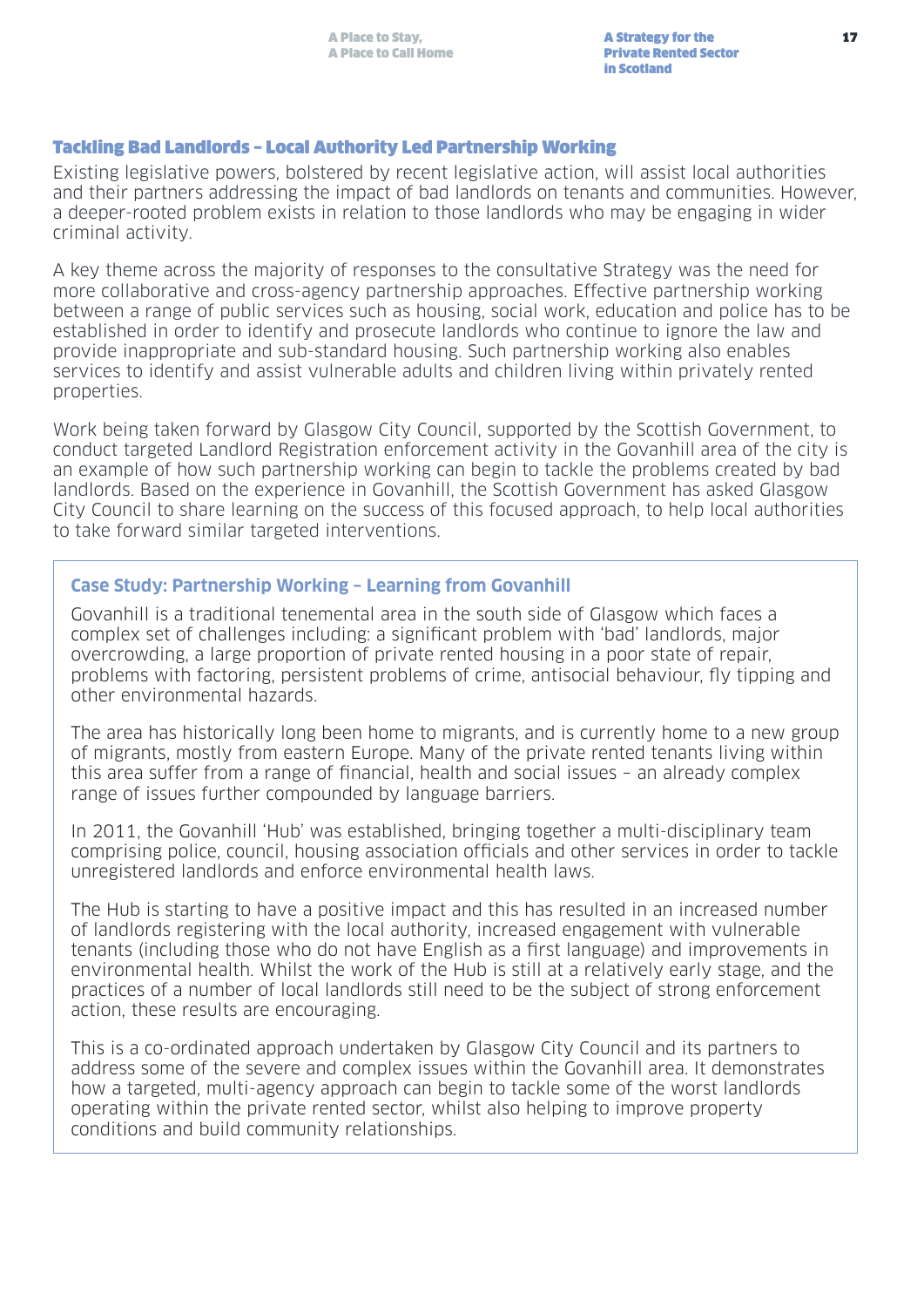## Tackling Bad Landlords – Local Authority Led Partnership Working

Existing legislative powers, bolstered by recent legislative action, will assist local authorities and their partners addressing the impact of bad landlords on tenants and communities. However, a deeper-rooted problem exists in relation to those landlords who may be engaging in wider criminal activity.

A key theme across the majority of responses to the consultative Strategy was the need for more collaborative and cross-agency partnership approaches. Effective partnership working between a range of public services such as housing, social work, education and police has to be established in order to identify and prosecute landlords who continue to ignore the law and provide inappropriate and sub-standard housing. Such partnership working also enables services to identify and assist vulnerable adults and children living within privately rented properties.

Work being taken forward by Glasgow City Council, supported by the Scottish Government, to conduct targeted Landlord Registration enforcement activity in the Govanhill area of the city is an example of how such partnership working can begin to tackle the problems created by bad landlords. Based on the experience in Govanhill, the Scottish Government has asked Glasgow City Council to share learning on the success of this focused approach, to help local authorities to take forward similar targeted interventions.

### Case Study: Partnership Working – Learning from Govanhill

Govanhill is a traditional tenemental area in the south side of Glasgow which faces a complex set of challenges including: a significant problem with 'bad' landlords, major overcrowding, a large proportion of private rented housing in a poor state of repair, problems with factoring, persistent problems of crime, antisocial behaviour, fly tipping and other environmental hazards.

The area has historically long been home to migrants, and is currently home to a new group of migrants, mostly from eastern Europe. Many of the private rented tenants living within this area suffer from a range of financial, health and social issues – an already complex range of issues further compounded by language barriers.

In 2011, the Govanhill 'Hub' was established, bringing together a multi-disciplinary team comprising police, council, housing association officials and other services in order to tackle unregistered landlords and enforce environmental health laws.

The Hub is starting to have a positive impact and this has resulted in an increased number of landlords registering with the local authority, increased engagement with vulnerable tenants (including those who do not have English as a first language) and improvements in environmental health. Whilst the work of the Hub is still at a relatively early stage, and the practices of a number of local landlords still need to be the subject of strong enforcement action, these results are encouraging.

This is a co-ordinated approach undertaken by Glasgow City Council and its partners to address some of the severe and complex issues within the Govanhill area. It demonstrates how a targeted, multi-agency approach can begin to tackle some of the worst landlords operating within the private rented sector, whilst also helping to improve property conditions and build community relationships.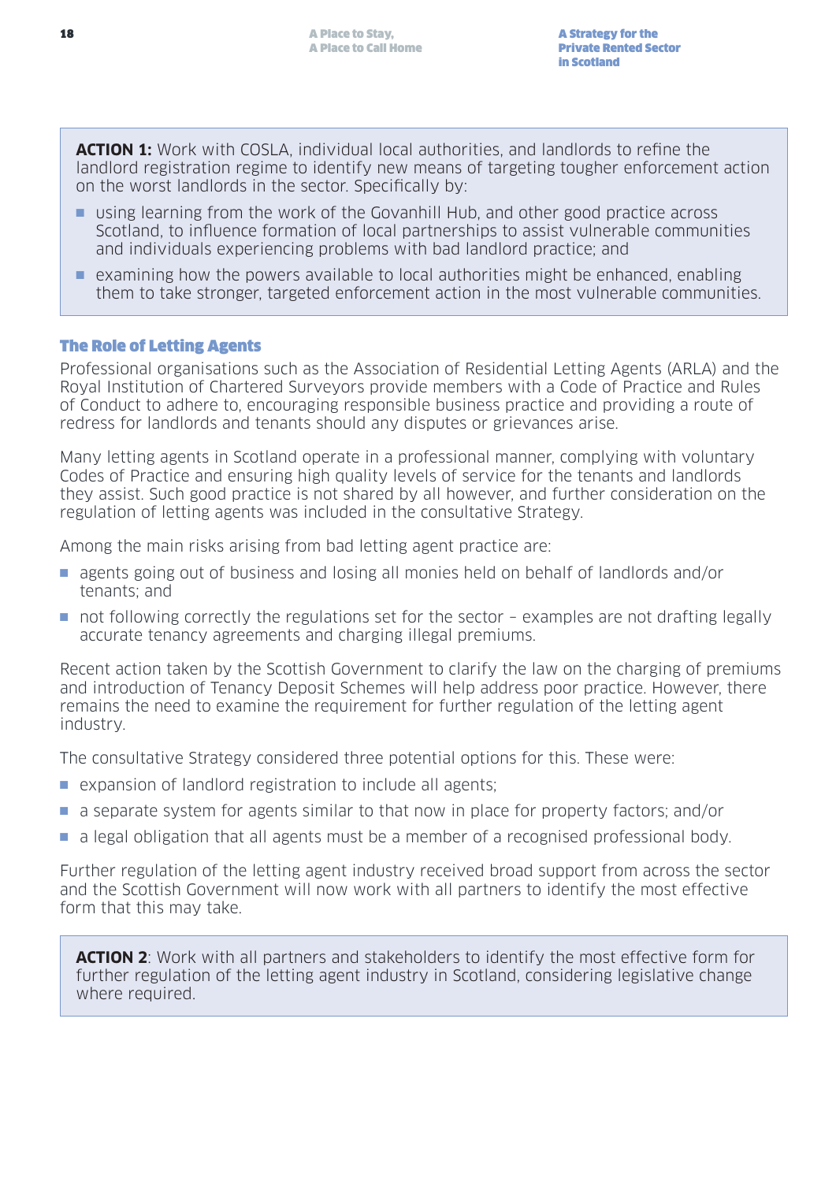**ACTION 1:** Work with COSLA, individual local authorities, and landlords to refine the landlord registration regime to identify new means of targeting tougher enforcement action on the worst landlords in the sector. Specifically by:

- using learning from the work of the Govanhill Hub, and other good practice across Scotland, to influence formation of local partnerships to assist vulnerable communities and individuals experiencing problems with bad landlord practice; and
- examining how the powers available to local authorities might be enhanced, enabling them to take stronger, targeted enforcement action in the most vulnerable communities.

### The Role of Letting Agents

Professional organisations such as the Association of Residential Letting Agents (ARLA) and the Royal Institution of Chartered Surveyors provide members with a Code of Practice and Rules of Conduct to adhere to, encouraging responsible business practice and providing a route of redress for landlords and tenants should any disputes or grievances arise.

Many letting agents in Scotland operate in a professional manner, complying with voluntary Codes of Practice and ensuring high quality levels of service for the tenants and landlords they assist. Such good practice is not shared by all however, and further consideration on the regulation of letting agents was included in the consultative Strategy.

Among the main risks arising from bad letting agent practice are:

- agents going out of business and losing all monies held on behalf of landlords and/or tenants; and
- not following correctly the regulations set for the sector – examples are not drafting legally accurate tenancy agreements and charging illegal premiums.

Recent action taken by the Scottish Government to clarify the law on the charging of premiums and introduction of Tenancy Deposit Schemes will help address poor practice. However, there remains the need to examine the requirement for further regulation of the letting agent industry.

The consultative Strategy considered three potential options for this. These were:

- expansion of landlord registration to include all agents;
- a separate system for agents similar to that now in place for property factors; and/or
- a legal obligation that all agents must be a member of a recognised professional body.

Further regulation of the letting agent industry received broad support from across the sector and the Scottish Government will now work with all partners to identify the most effective form that this may take.

**ACTION 2**: Work with all partners and stakeholders to identify the most effective form for further regulation of the letting agent industry in Scotland, considering legislative change where required.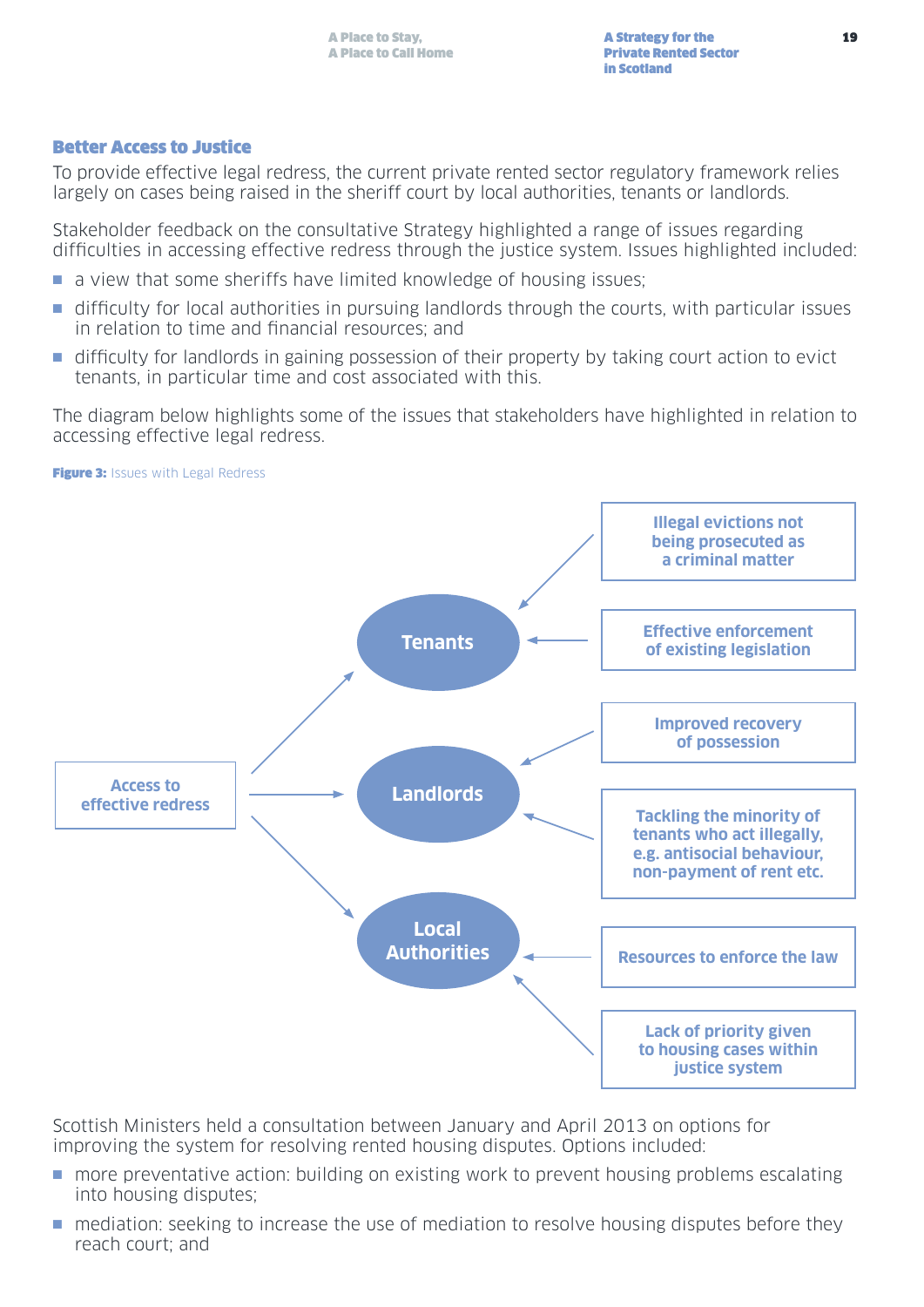## Better Access to Justice

To provide effective legal redress, the current private rented sector regulatory framework relies largely on cases being raised in the sheriff court by local authorities, tenants or landlords.

Stakeholder feedback on the consultative Strategy highlighted a range of issues regarding difficulties in accessing effective redress through the justice system. Issues highlighted included:

- a view that some sheriffs have limited knowledge of housing issues;
- difficulty for local authorities in pursuing landlords through the courts, with particular issues in relation to time and financial resources; and
- difficulty for landlords in gaining possession of their property by taking court action to evict tenants, in particular time and cost associated with this.

The diagram below highlights some of the issues that stakeholders have highlighted in relation to accessing effective legal redress.

**Figure 3:** Issues with Legal Redress

Access to effective redress → Tenants; Landlords; Local Authorities

Tenants ← Illegal evictions not being prosecuted as a criminal matter; Effective enforcement of existing legislation

Landlords ← Improved recovery of possession; Tackling the minority of tenants who act illegally, e.g. antisocial behaviour, non-payment of rent etc.

Local Authorities ← Resources to enforce the law; Lack of priority given to housing cases within justice system

Scottish Ministers held a consultation between January and April 2013 on options for improving the system for resolving rented housing disputes. Options included:

- more preventative action: building on existing work to prevent housing problems escalating into housing disputes;
- mediation: seeking to increase the use of mediation to resolve housing disputes before they reach court; and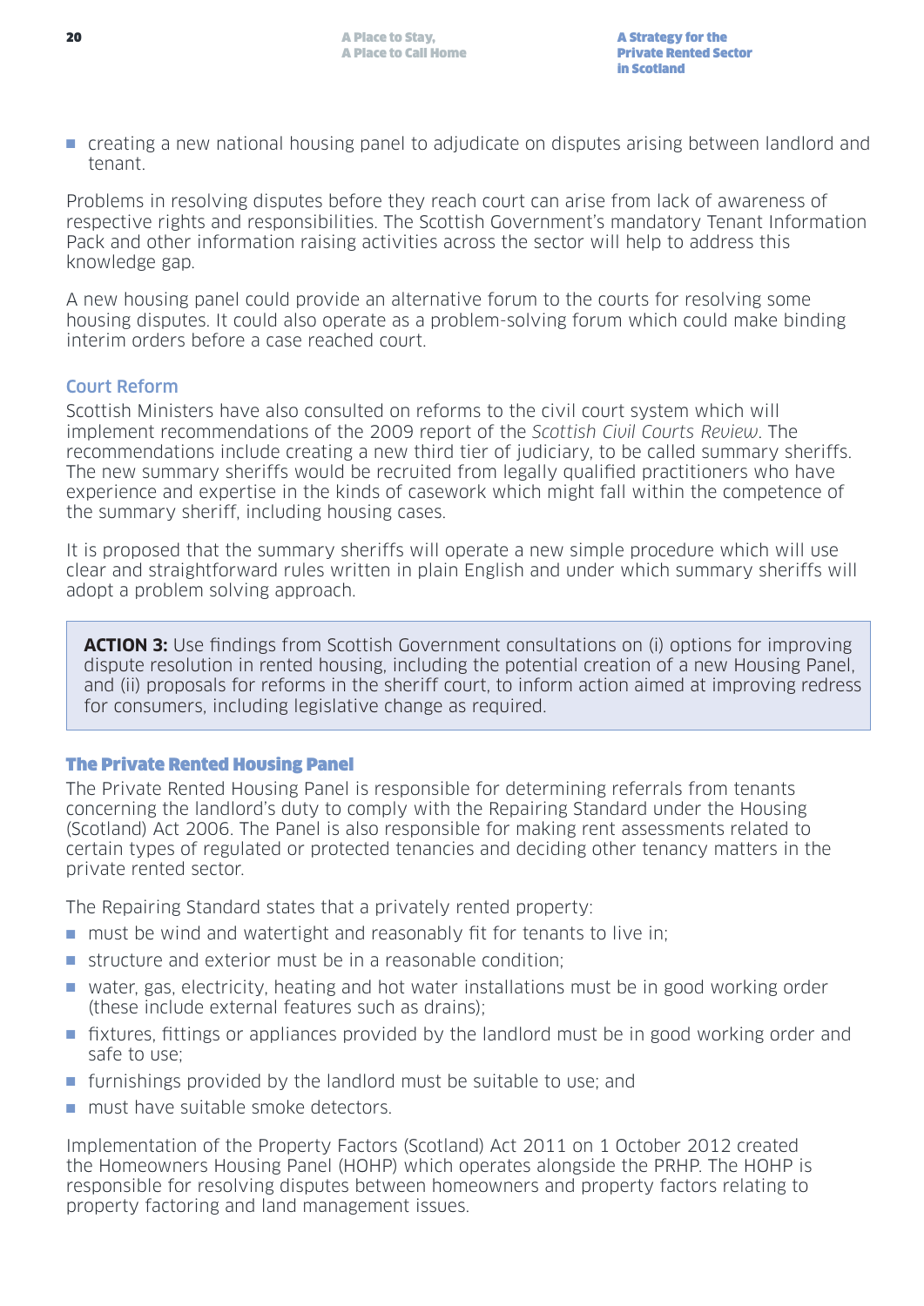- creating a new national housing panel to adjudicate on disputes arising between landlord and tenant.

Problems in resolving disputes before they reach court can arise from lack of awareness of respective rights and responsibilities. The Scottish Government's mandatory Tenant Information Pack and other information raising activities across the sector will help to address this knowledge gap.

A new housing panel could provide an alternative forum to the courts for resolving some housing disputes. It could also operate as a problem-solving forum which could make binding interim orders before a case reached court.

### Court Reform

Scottish Ministers have also consulted on reforms to the civil court system which will implement recommendations of the 2009 report of the *Scottish Civil Courts Review*. The recommendations include creating a new third tier of judiciary, to be called summary sheriffs. The new summary sheriffs would be recruited from legally qualified practitioners who have experience and expertise in the kinds of casework which might fall within the competence of the summary sheriff, including housing cases.

It is proposed that the summary sheriffs will operate a new simple procedure which will use clear and straightforward rules written in plain English and under which summary sheriffs will adopt a problem solving approach.

> **ACTION 3:** Use findings from Scottish Government consultations on (i) options for improving dispute resolution in rented housing, including the potential creation of a new Housing Panel, and (ii) proposals for reforms in the sheriff court, to inform action aimed at improving redress for consumers, including legislative change as required.

## The Private Rented Housing Panel

The Private Rented Housing Panel is responsible for determining referrals from tenants concerning the landlord's duty to comply with the Repairing Standard under the Housing (Scotland) Act 2006. The Panel is also responsible for making rent assessments related to certain types of regulated or protected tenancies and deciding other tenancy matters in the private rented sector.

The Repairing Standard states that a privately rented property:

- must be wind and watertight and reasonably fit for tenants to live in;
- structure and exterior must be in a reasonable condition;
- water, gas, electricity, heating and hot water installations must be in good working order (these include external features such as drains);
- fixtures, fittings or appliances provided by the landlord must be in good working order and safe to use;
- furnishings provided by the landlord must be suitable to use; and
- must have suitable smoke detectors.

Implementation of the Property Factors (Scotland) Act 2011 on 1 October 2012 created the Homeowners Housing Panel (HOHP) which operates alongside the PRHP. The HOHP is responsible for resolving disputes between homeowners and property factors relating to property factoring and land management issues.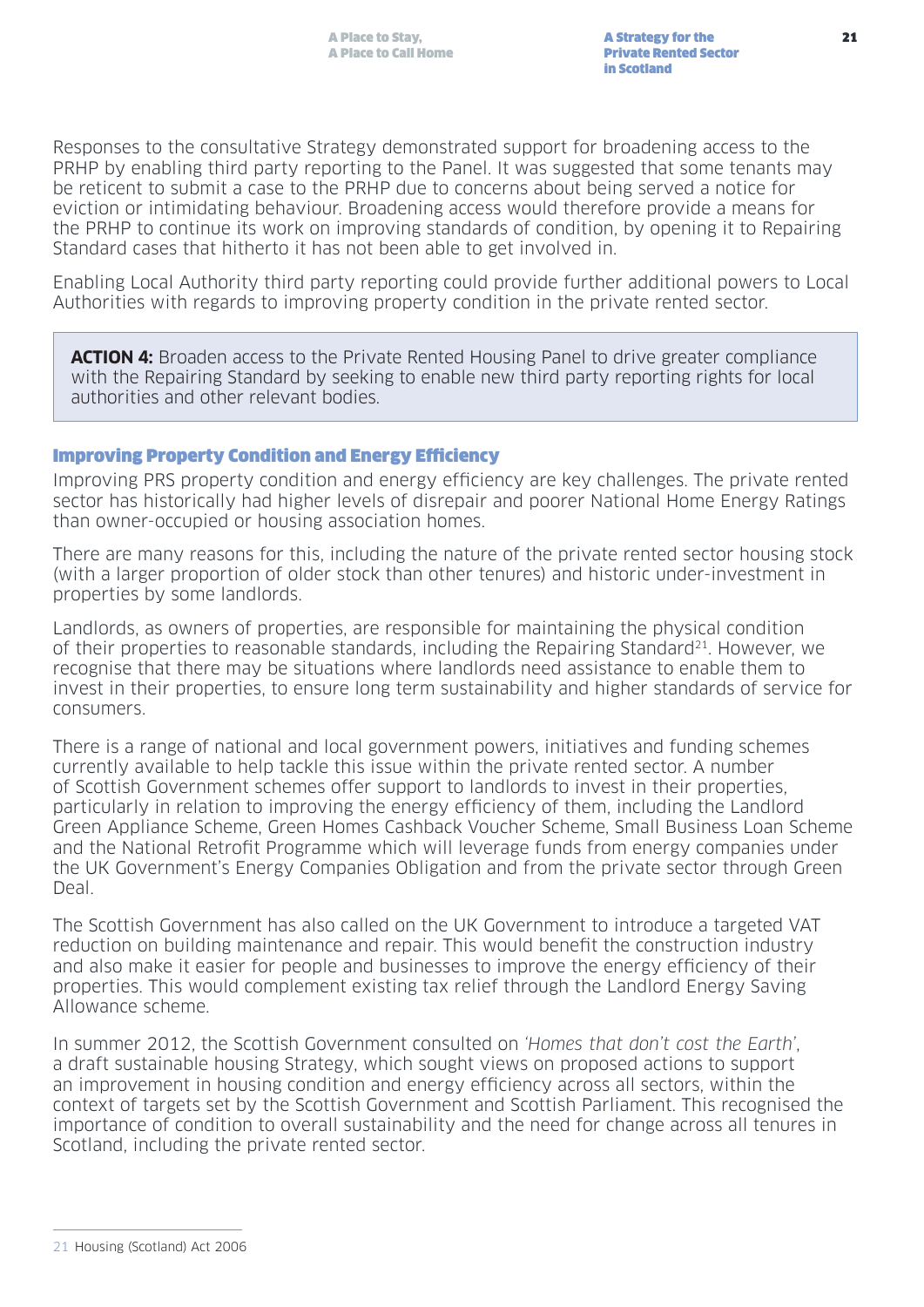Responses to the consultative Strategy demonstrated support for broadening access to the PRHP by enabling third party reporting to the Panel. It was suggested that some tenants may be reticent to submit a case to the PRHP due to concerns about being served a notice for eviction or intimidating behaviour. Broadening access would therefore provide a means for the PRHP to continue its work on improving standards of condition, by opening it to Repairing Standard cases that hitherto it has not been able to get involved in.

Enabling Local Authority third party reporting could provide further additional powers to Local Authorities with regards to improving property condition in the private rented sector.

> **ACTION 4:** Broaden access to the Private Rented Housing Panel to drive greater compliance with the Repairing Standard by seeking to enable new third party reporting rights for local authorities and other relevant bodies.

### Improving Property Condition and Energy Efficiency

Improving PRS property condition and energy efficiency are key challenges. The private rented sector has historically had higher levels of disrepair and poorer National Home Energy Ratings than owner-occupied or housing association homes.

There are many reasons for this, including the nature of the private rented sector housing stock (with a larger proportion of older stock than other tenures) and historic under-investment in properties by some landlords.

Landlords, as owners of properties, are responsible for maintaining the physical condition of their properties to reasonable standards, including the Repairing Standard[21]. However, we recognise that there may be situations where landlords need assistance to enable them to invest in their properties, to ensure long term sustainability and higher standards of service for consumers.

There is a range of national and local government powers, initiatives and funding schemes currently available to help tackle this issue within the private rented sector. A number of Scottish Government schemes offer support to landlords to invest in their properties, particularly in relation to improving the energy efficiency of them, including the Landlord Green Appliance Scheme, Green Homes Cashback Voucher Scheme, Small Business Loan Scheme and the National Retrofit Programme which will leverage funds from energy companies under the UK Government's Energy Companies Obligation and from the private sector through Green Deal.

The Scottish Government has also called on the UK Government to introduce a targeted VAT reduction on building maintenance and repair. This would benefit the construction industry and also make it easier for people and businesses to improve the energy efficiency of their properties. This would complement existing tax relief through the Landlord Energy Saving Allowance scheme.

In summer 2012, the Scottish Government consulted on *'Homes that don't cost the Earth'*, a draft sustainable housing Strategy, which sought views on proposed actions to support an improvement in housing condition and energy efficiency across all sectors, within the context of targets set by the Scottish Government and Scottish Parliament. This recognised the importance of condition to overall sustainability and the need for change across all tenures in Scotland, including the private rented sector.

---

21 Housing (Scotland) Act 2006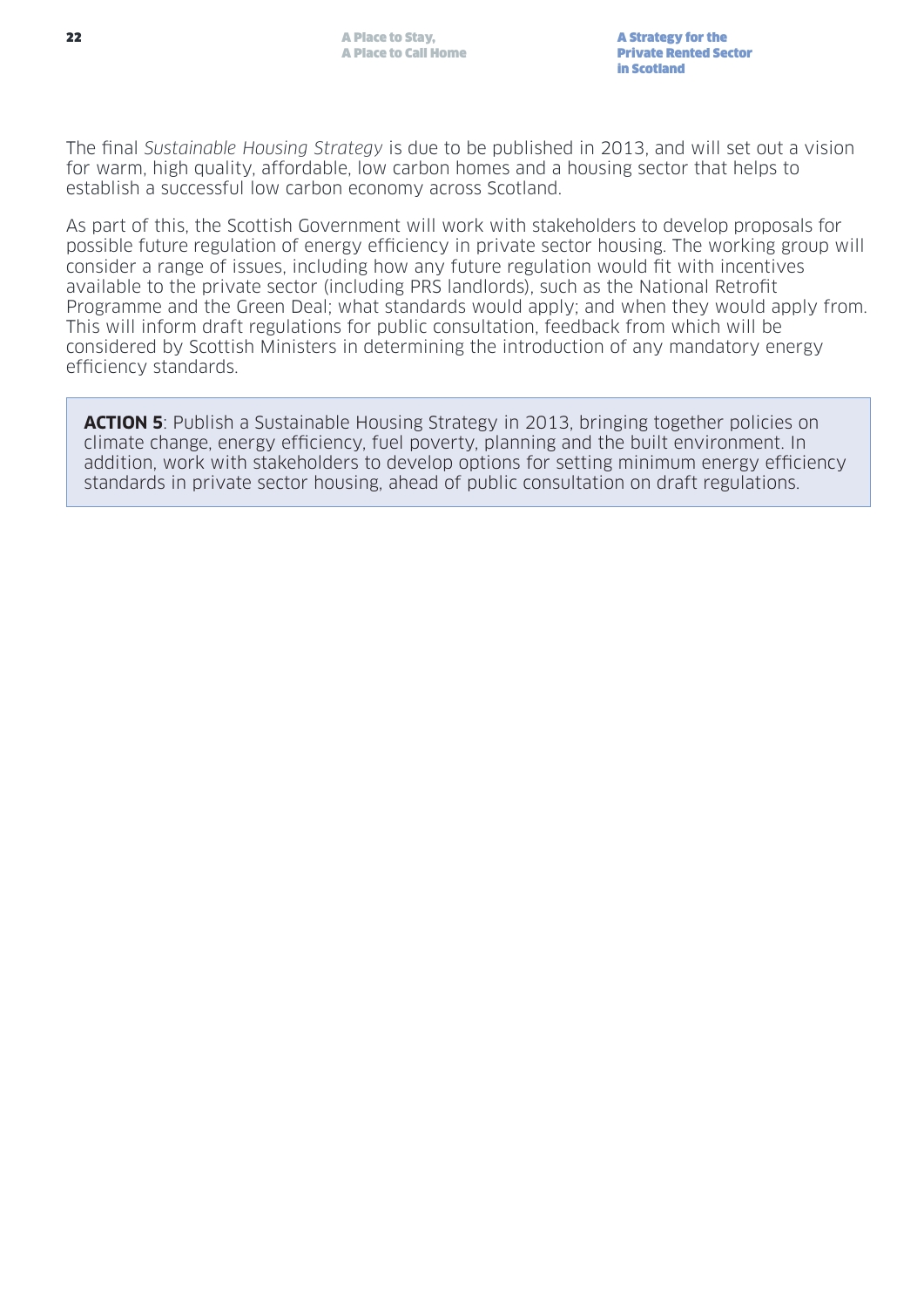The final *Sustainable Housing Strategy* is due to be published in 2013, and will set out a vision for warm, high quality, affordable, low carbon homes and a housing sector that helps to establish a successful low carbon economy across Scotland.

As part of this, the Scottish Government will work with stakeholders to develop proposals for possible future regulation of energy efficiency in private sector housing. The working group will consider a range of issues, including how any future regulation would fit with incentives available to the private sector (including PRS landlords), such as the National Retrofit Programme and the Green Deal; what standards would apply; and when they would apply from. This will inform draft regulations for public consultation, feedback from which will be considered by Scottish Ministers in determining the introduction of any mandatory energy efficiency standards.

> **ACTION 5**: Publish a Sustainable Housing Strategy in 2013, bringing together policies on climate change, energy efficiency, fuel poverty, planning and the built environment. In addition, work with stakeholders to develop options for setting minimum energy efficiency standards in private sector housing, ahead of public consultation on draft regulations.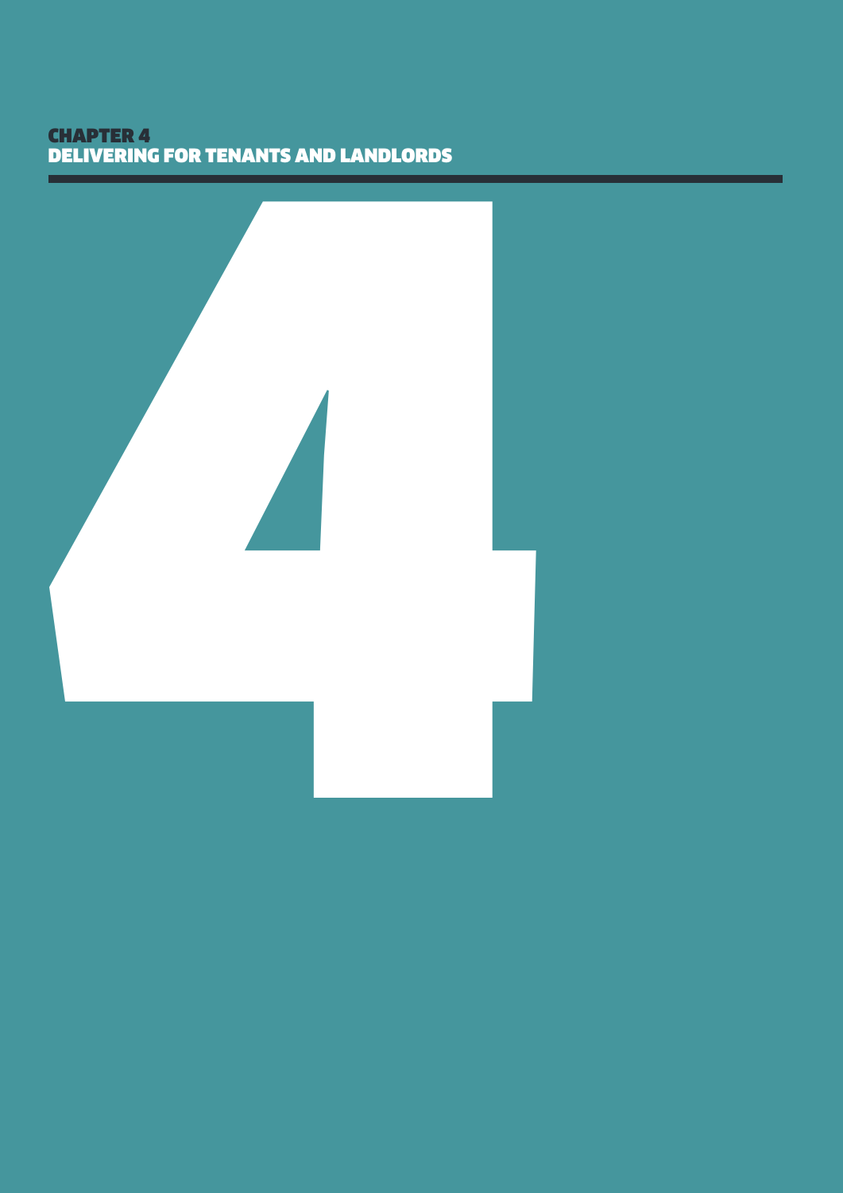# CHAPTER 4
# DELIVERING FOR TENANTS AND LANDLORDS

4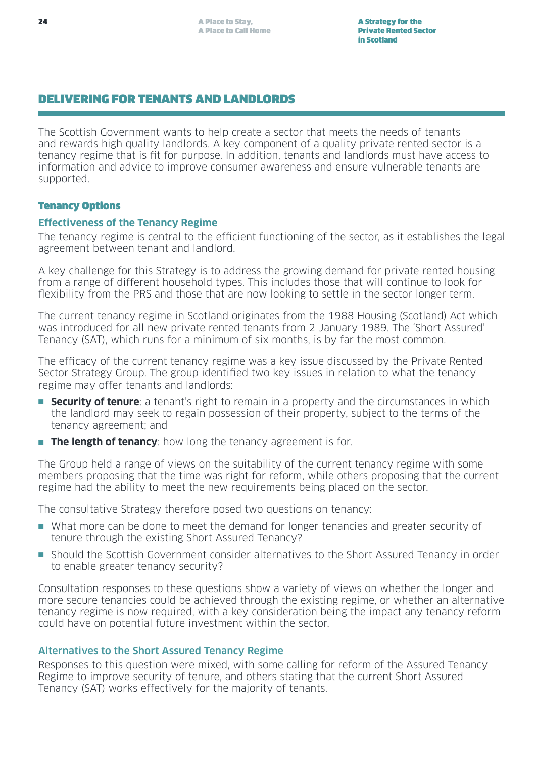## DELIVERING FOR TENANTS AND LANDLORDS

The Scottish Government wants to help create a sector that meets the needs of tenants and rewards high quality landlords. A key component of a quality private rented sector is a tenancy regime that is fit for purpose. In addition, tenants and landlords must have access to information and advice to improve consumer awareness and ensure vulnerable tenants are supported.

### Tenancy Options

#### Effectiveness of the Tenancy Regime

The tenancy regime is central to the efficient functioning of the sector, as it establishes the legal agreement between tenant and landlord.

A key challenge for this Strategy is to address the growing demand for private rented housing from a range of different household types. This includes those that will continue to look for flexibility from the PRS and those that are now looking to settle in the sector longer term.

The current tenancy regime in Scotland originates from the 1988 Housing (Scotland) Act which was introduced for all new private rented tenants from 2 January 1989. The 'Short Assured' Tenancy (SAT), which runs for a minimum of six months, is by far the most common.

The efficacy of the current tenancy regime was a key issue discussed by the Private Rented Sector Strategy Group. The group identified two key issues in relation to what the tenancy regime may offer tenants and landlords:

- **Security of tenure**: a tenant's right to remain in a property and the circumstances in which the landlord may seek to regain possession of their property, subject to the terms of the tenancy agreement; and
- **The length of tenancy**: how long the tenancy agreement is for.

The Group held a range of views on the suitability of the current tenancy regime with some members proposing that the time was right for reform, while others proposing that the current regime had the ability to meet the new requirements being placed on the sector.

The consultative Strategy therefore posed two questions on tenancy:

- What more can be done to meet the demand for longer tenancies and greater security of tenure through the existing Short Assured Tenancy?
- Should the Scottish Government consider alternatives to the Short Assured Tenancy in order to enable greater tenancy security?

Consultation responses to these questions show a variety of views on whether the longer and more secure tenancies could be achieved through the existing regime, or whether an alternative tenancy regime is now required, with a key consideration being the impact any tenancy reform could have on potential future investment within the sector.

#### Alternatives to the Short Assured Tenancy Regime

Responses to this question were mixed, with some calling for reform of the Assured Tenancy Regime to improve security of tenure, and others stating that the current Short Assured Tenancy (SAT) works effectively for the majority of tenants.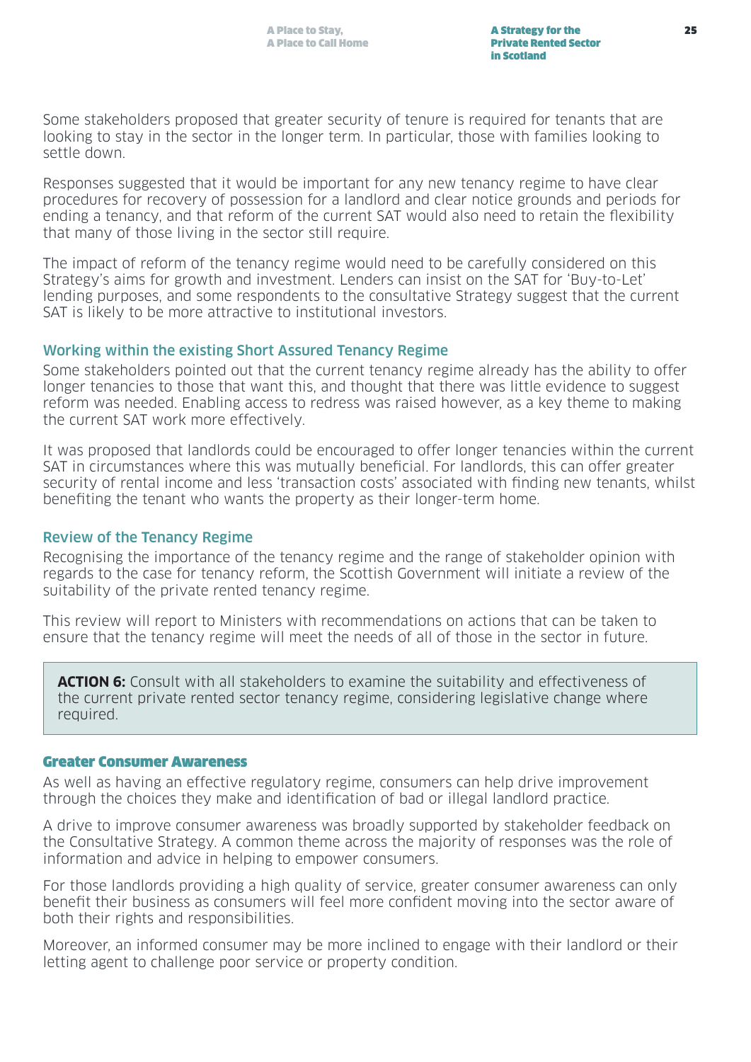Some stakeholders proposed that greater security of tenure is required for tenants that are looking to stay in the sector in the longer term. In particular, those with families looking to settle down.

Responses suggested that it would be important for any new tenancy regime to have clear procedures for recovery of possession for a landlord and clear notice grounds and periods for ending a tenancy, and that reform of the current SAT would also need to retain the flexibility that many of those living in the sector still require.

The impact of reform of the tenancy regime would need to be carefully considered on this Strategy's aims for growth and investment. Lenders can insist on the SAT for 'Buy-to-Let' lending purposes, and some respondents to the consultative Strategy suggest that the current SAT is likely to be more attractive to institutional investors.

### Working within the existing Short Assured Tenancy Regime

Some stakeholders pointed out that the current tenancy regime already has the ability to offer longer tenancies to those that want this, and thought that there was little evidence to suggest reform was needed. Enabling access to redress was raised however, as a key theme to making the current SAT work more effectively.

It was proposed that landlords could be encouraged to offer longer tenancies within the current SAT in circumstances where this was mutually beneficial. For landlords, this can offer greater security of rental income and less 'transaction costs' associated with finding new tenants, whilst benefiting the tenant who wants the property as their longer-term home.

### Review of the Tenancy Regime

Recognising the importance of the tenancy regime and the range of stakeholder opinion with regards to the case for tenancy reform, the Scottish Government will initiate a review of the suitability of the private rented tenancy regime.

This review will report to Ministers with recommendations on actions that can be taken to ensure that the tenancy regime will meet the needs of all of those in the sector in future.

> **ACTION 6:** Consult with all stakeholders to examine the suitability and effectiveness of the current private rented sector tenancy regime, considering legislative change where required.

## Greater Consumer Awareness

As well as having an effective regulatory regime, consumers can help drive improvement through the choices they make and identification of bad or illegal landlord practice.

A drive to improve consumer awareness was broadly supported by stakeholder feedback on the Consultative Strategy. A common theme across the majority of responses was the role of information and advice in helping to empower consumers.

For those landlords providing a high quality of service, greater consumer awareness can only benefit their business as consumers will feel more confident moving into the sector aware of both their rights and responsibilities.

Moreover, an informed consumer may be more inclined to engage with their landlord or their letting agent to challenge poor service or property condition.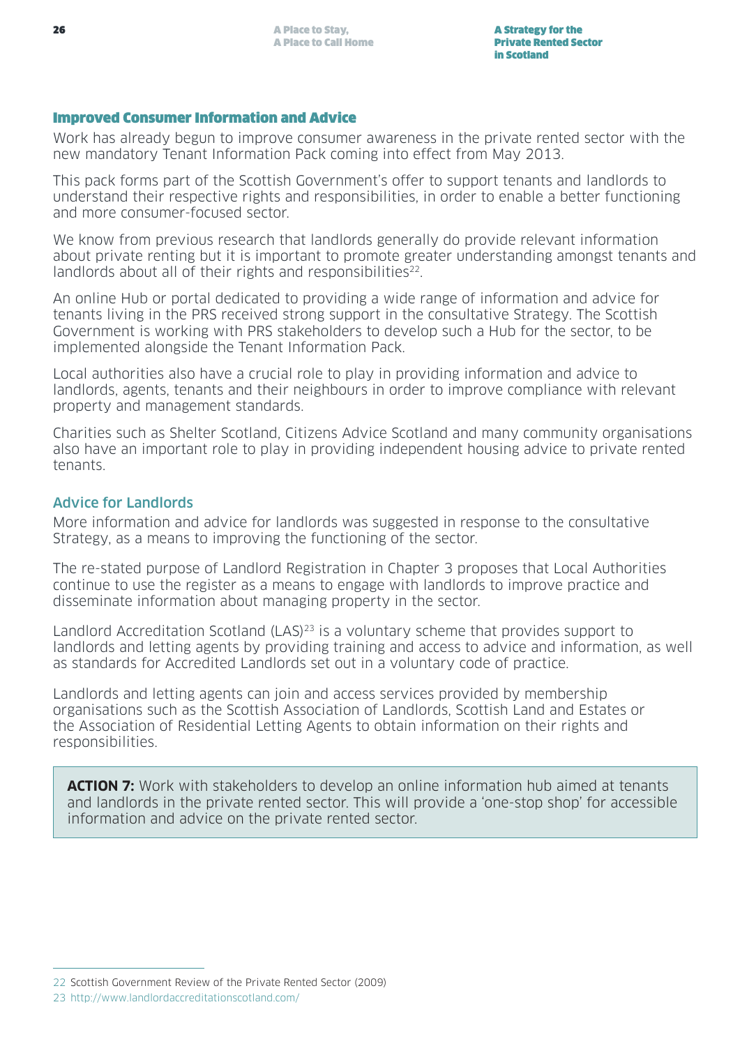## Improved Consumer Information and Advice

Work has already begun to improve consumer awareness in the private rented sector with the new mandatory Tenant Information Pack coming into effect from May 2013.

This pack forms part of the Scottish Government's offer to support tenants and landlords to understand their respective rights and responsibilities, in order to enable a better functioning and more consumer-focused sector.

We know from previous research that landlords generally do provide relevant information about private renting but it is important to promote greater understanding amongst tenants and landlords about all of their rights and responsibilities[22].

An online Hub or portal dedicated to providing a wide range of information and advice for tenants living in the PRS received strong support in the consultative Strategy. The Scottish Government is working with PRS stakeholders to develop such a Hub for the sector, to be implemented alongside the Tenant Information Pack.

Local authorities also have a crucial role to play in providing information and advice to landlords, agents, tenants and their neighbours in order to improve compliance with relevant property and management standards.

Charities such as Shelter Scotland, Citizens Advice Scotland and many community organisations also have an important role to play in providing independent housing advice to private rented tenants.

### Advice for Landlords

More information and advice for landlords was suggested in response to the consultative Strategy, as a means to improving the functioning of the sector.

The re-stated purpose of Landlord Registration in Chapter 3 proposes that Local Authorities continue to use the register as a means to engage with landlords to improve practice and disseminate information about managing property in the sector.

Landlord Accreditation Scotland (LAS)[23] is a voluntary scheme that provides support to landlords and letting agents by providing training and access to advice and information, as well as standards for Accredited Landlords set out in a voluntary code of practice.

Landlords and letting agents can join and access services provided by membership organisations such as the Scottish Association of Landlords, Scottish Land and Estates or the Association of Residential Letting Agents to obtain information on their rights and responsibilities.

> **ACTION 7:** Work with stakeholders to develop an online information hub aimed at tenants and landlords in the private rented sector. This will provide a 'one-stop shop' for accessible information and advice on the private rented sector.

---

22 Scottish Government Review of the Private Rented Sector (2009)

23 http://www.landlordaccreditationscotland.com/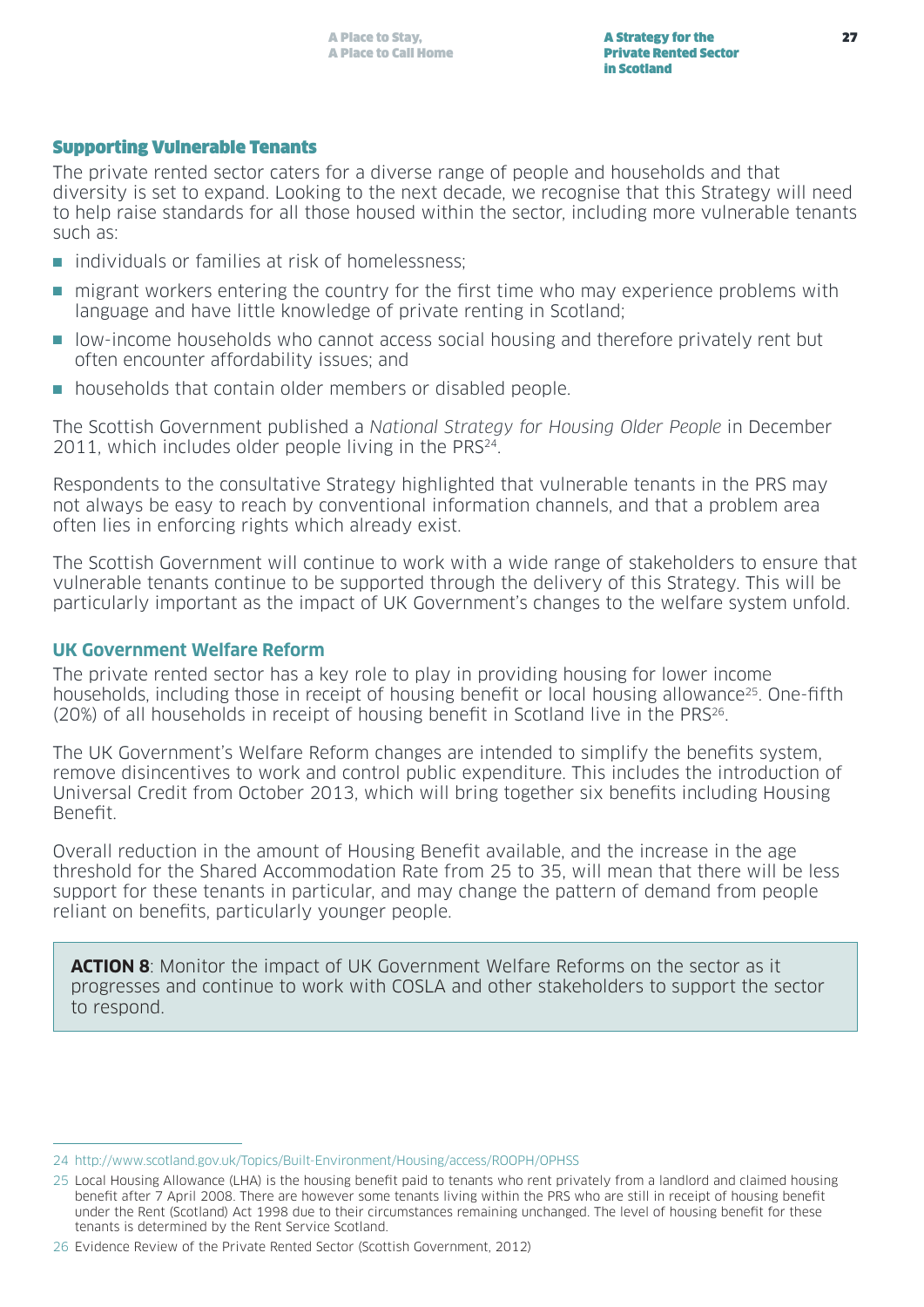## Supporting Vulnerable Tenants

The private rented sector caters for a diverse range of people and households and that diversity is set to expand. Looking to the next decade, we recognise that this Strategy will need to help raise standards for all those housed within the sector, including more vulnerable tenants such as:

- individuals or families at risk of homelessness;
- migrant workers entering the country for the first time who may experience problems with language and have little knowledge of private renting in Scotland;
- low-income households who cannot access social housing and therefore privately rent but often encounter affordability issues; and
- households that contain older members or disabled people.

The Scottish Government published a *National Strategy for Housing Older People* in December 2011, which includes older people living in the PRS[24].

Respondents to the consultative Strategy highlighted that vulnerable tenants in the PRS may not always be easy to reach by conventional information channels, and that a problem area often lies in enforcing rights which already exist.

The Scottish Government will continue to work with a wide range of stakeholders to ensure that vulnerable tenants continue to be supported through the delivery of this Strategy. This will be particularly important as the impact of UK Government's changes to the welfare system unfold.

### UK Government Welfare Reform

The private rented sector has a key role to play in providing housing for lower income households, including those in receipt of housing benefit or local housing allowance[25]. One-fifth (20%) of all households in receipt of housing benefit in Scotland live in the PRS[26].

The UK Government's Welfare Reform changes are intended to simplify the benefits system, remove disincentives to work and control public expenditure. This includes the introduction of Universal Credit from October 2013, which will bring together six benefits including Housing Benefit.

Overall reduction in the amount of Housing Benefit available, and the increase in the age threshold for the Shared Accommodation Rate from 25 to 35, will mean that there will be less support for these tenants in particular, and may change the pattern of demand from people reliant on benefits, particularly younger people.

**ACTION 8**: Monitor the impact of UK Government Welfare Reforms on the sector as it progresses and continue to work with COSLA and other stakeholders to support the sector to respond.

---

24 http://www.scotland.gov.uk/Topics/Built-Environment/Housing/access/ROOPH/OPHSS

25 Local Housing Allowance (LHA) is the housing benefit paid to tenants who rent privately from a landlord and claimed housing benefit after 7 April 2008. There are however some tenants living within the PRS who are still in receipt of housing benefit under the Rent (Scotland) Act 1998 due to their circumstances remaining unchanged. The level of housing benefit for these tenants is determined by the Rent Service Scotland.

26 Evidence Review of the Private Rented Sector (Scottish Government, 2012)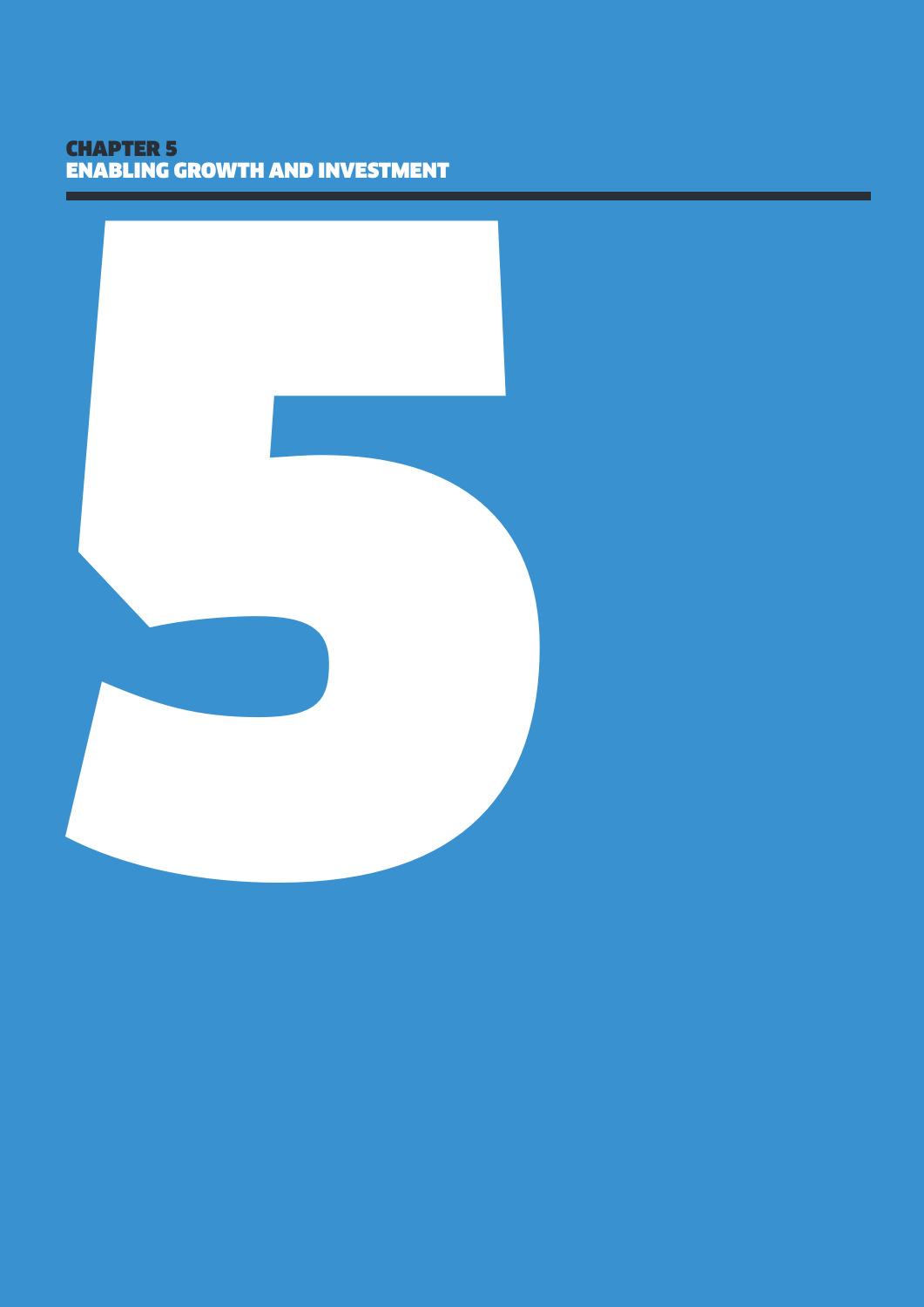# CHAPTER 5
# ENABLING GROWTH AND INVESTMENT

5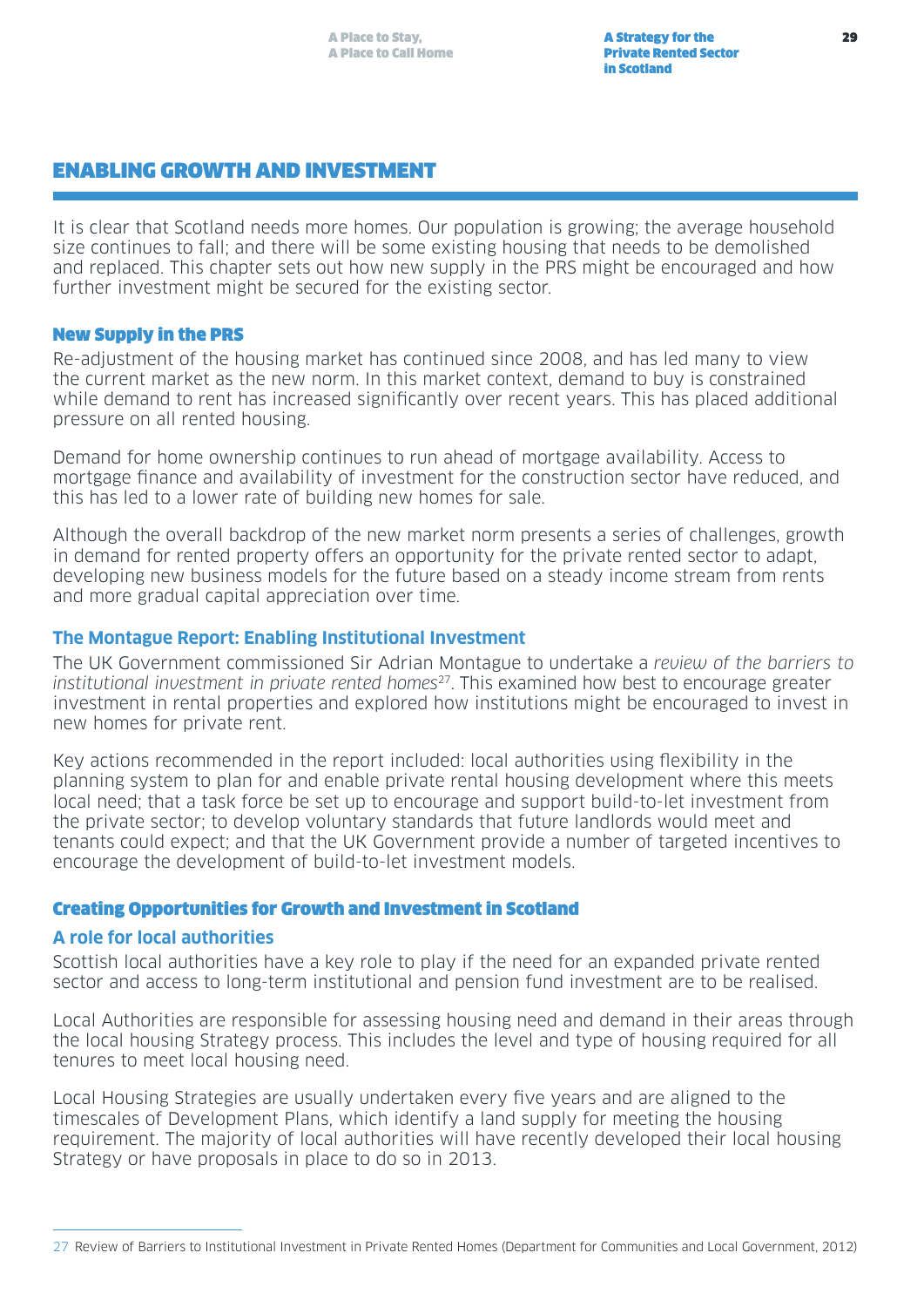## ENABLING GROWTH AND INVESTMENT

It is clear that Scotland needs more homes. Our population is growing; the average household size continues to fall; and there will be some existing housing that needs to be demolished and replaced. This chapter sets out how new supply in the PRS might be encouraged and how further investment might be secured for the existing sector.

### New Supply in the PRS

Re-adjustment of the housing market has continued since 2008, and has led many to view the current market as the new norm. In this market context, demand to buy is constrained while demand to rent has increased significantly over recent years. This has placed additional pressure on all rented housing.

Demand for home ownership continues to run ahead of mortgage availability. Access to mortgage finance and availability of investment for the construction sector have reduced, and this has led to a lower rate of building new homes for sale.

Although the overall backdrop of the new market norm presents a series of challenges, growth in demand for rented property offers an opportunity for the private rented sector to adapt, developing new business models for the future based on a steady income stream from rents and more gradual capital appreciation over time.

#### The Montague Report: Enabling Institutional Investment

The UK Government commissioned Sir Adrian Montague to undertake a *review of the barriers to institutional investment in private rented homes*[27]. This examined how best to encourage greater investment in rental properties and explored how institutions might be encouraged to invest in new homes for private rent.

Key actions recommended in the report included: local authorities using flexibility in the planning system to plan for and enable private rental housing development where this meets local need; that a task force be set up to encourage and support build-to-let investment from the private sector; to develop voluntary standards that future landlords would meet and tenants could expect; and that the UK Government provide a number of targeted incentives to encourage the development of build-to-let investment models.

### Creating Opportunities for Growth and Investment in Scotland

#### A role for local authorities

Scottish local authorities have a key role to play if the need for an expanded private rented sector and access to long-term institutional and pension fund investment are to be realised.

Local Authorities are responsible for assessing housing need and demand in their areas through the local housing Strategy process. This includes the level and type of housing required for all tenures to meet local housing need.

Local Housing Strategies are usually undertaken every five years and are aligned to the timescales of Development Plans, which identify a land supply for meeting the housing requirement. The majority of local authorities will have recently developed their local housing Strategy or have proposals in place to do so in 2013.

---

27 Review of Barriers to Institutional Investment in Private Rented Homes (Department for Communities and Local Government, 2012)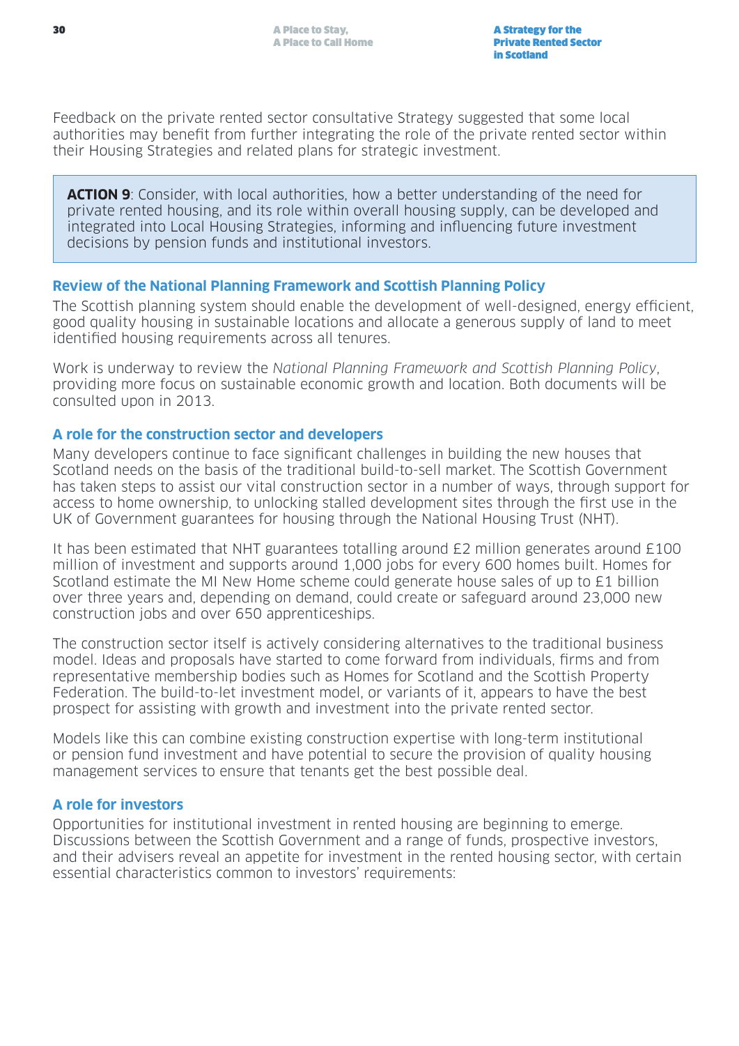Feedback on the private rented sector consultative Strategy suggested that some local authorities may benefit from further integrating the role of the private rented sector within their Housing Strategies and related plans for strategic investment.

> **ACTION 9**: Consider, with local authorities, how a better understanding of the need for private rented housing, and its role within overall housing supply, can be developed and integrated into Local Housing Strategies, informing and influencing future investment decisions by pension funds and institutional investors.

### Review of the National Planning Framework and Scottish Planning Policy

The Scottish planning system should enable the development of well-designed, energy efficient, good quality housing in sustainable locations and allocate a generous supply of land to meet identified housing requirements across all tenures.

Work is underway to review the *National Planning Framework and Scottish Planning Policy*, providing more focus on sustainable economic growth and location. Both documents will be consulted upon in 2013.

### A role for the construction sector and developers

Many developers continue to face significant challenges in building the new houses that Scotland needs on the basis of the traditional build-to-sell market. The Scottish Government has taken steps to assist our vital construction sector in a number of ways, through support for access to home ownership, to unlocking stalled development sites through the first use in the UK of Government guarantees for housing through the National Housing Trust (NHT).

It has been estimated that NHT guarantees totalling around £2 million generates around £100 million of investment and supports around 1,000 jobs for every 600 homes built. Homes for Scotland estimate the MI New Home scheme could generate house sales of up to £1 billion over three years and, depending on demand, could create or safeguard around 23,000 new construction jobs and over 650 apprenticeships.

The construction sector itself is actively considering alternatives to the traditional business model. Ideas and proposals have started to come forward from individuals, firms and from representative membership bodies such as Homes for Scotland and the Scottish Property Federation. The build-to-let investment model, or variants of it, appears to have the best prospect for assisting with growth and investment into the private rented sector.

Models like this can combine existing construction expertise with long-term institutional or pension fund investment and have potential to secure the provision of quality housing management services to ensure that tenants get the best possible deal.

### A role for investors

Opportunities for institutional investment in rented housing are beginning to emerge. Discussions between the Scottish Government and a range of funds, prospective investors, and their advisers reveal an appetite for investment in the rented housing sector, with certain essential characteristics common to investors' requirements: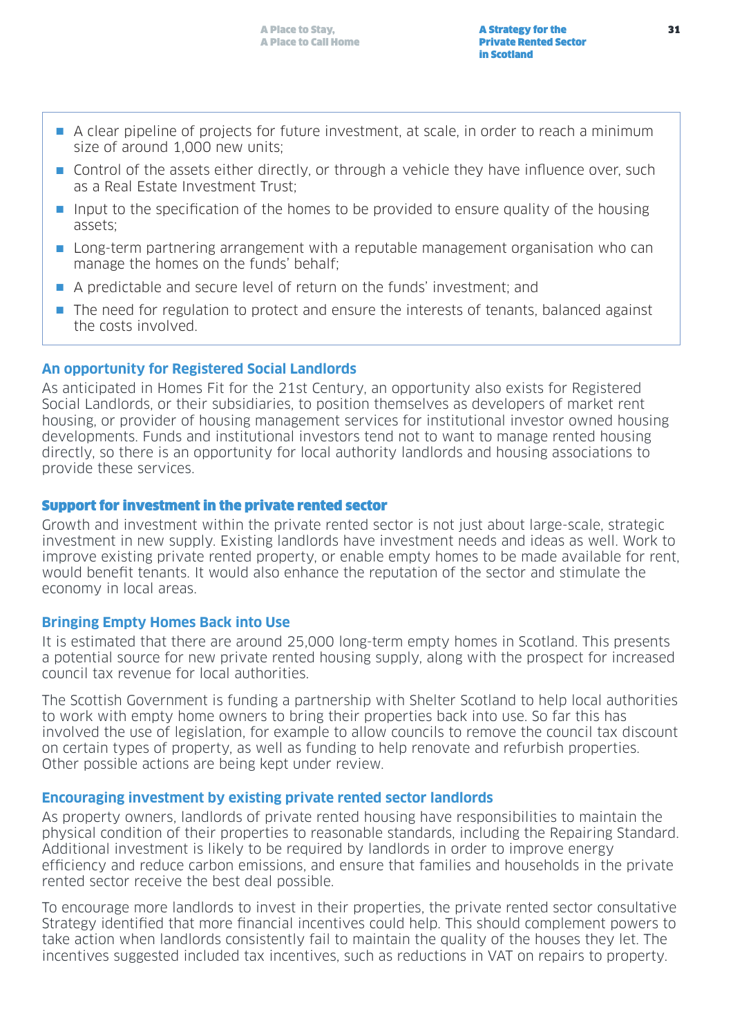- A clear pipeline of projects for future investment, at scale, in order to reach a minimum size of around 1,000 new units;
- Control of the assets either directly, or through a vehicle they have influence over, such as a Real Estate Investment Trust;
- Input to the specification of the homes to be provided to ensure quality of the housing assets;
- Long-term partnering arrangement with a reputable management organisation who can manage the homes on the funds' behalf;
- A predictable and secure level of return on the funds' investment; and
- The need for regulation to protect and ensure the interests of tenants, balanced against the costs involved.

### An opportunity for Registered Social Landlords

As anticipated in Homes Fit for the 21st Century, an opportunity also exists for Registered Social Landlords, or their subsidiaries, to position themselves as developers of market rent housing, or provider of housing management services for institutional investor owned housing developments. Funds and institutional investors tend not to want to manage rented housing directly, so there is an opportunity for local authority landlords and housing associations to provide these services.

## Support for investment in the private rented sector

Growth and investment within the private rented sector is not just about large-scale, strategic investment in new supply. Existing landlords have investment needs and ideas as well. Work to improve existing private rented property, or enable empty homes to be made available for rent, would benefit tenants. It would also enhance the reputation of the sector and stimulate the economy in local areas.

### Bringing Empty Homes Back into Use

It is estimated that there are around 25,000 long-term empty homes in Scotland. This presents a potential source for new private rented housing supply, along with the prospect for increased council tax revenue for local authorities.

The Scottish Government is funding a partnership with Shelter Scotland to help local authorities to work with empty home owners to bring their properties back into use. So far this has involved the use of legislation, for example to allow councils to remove the council tax discount on certain types of property, as well as funding to help renovate and refurbish properties. Other possible actions are being kept under review.

### Encouraging investment by existing private rented sector landlords

As property owners, landlords of private rented housing have responsibilities to maintain the physical condition of their properties to reasonable standards, including the Repairing Standard. Additional investment is likely to be required by landlords in order to improve energy efficiency and reduce carbon emissions, and ensure that families and households in the private rented sector receive the best deal possible.

To encourage more landlords to invest in their properties, the private rented sector consultative Strategy identified that more financial incentives could help. This should complement powers to take action when landlords consistently fail to maintain the quality of the houses they let. The incentives suggested included tax incentives, such as reductions in VAT on repairs to property.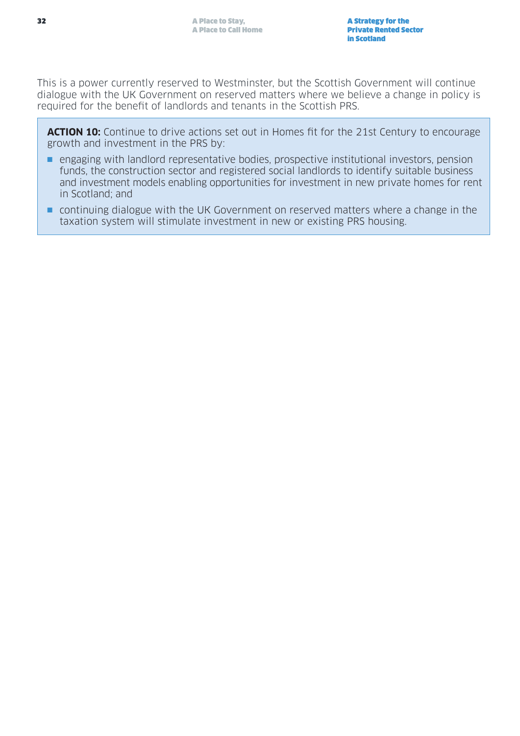This is a power currently reserved to Westminster, but the Scottish Government will continue dialogue with the UK Government on reserved matters where we believe a change in policy is required for the benefit of landlords and tenants in the Scottish PRS.

**ACTION 10:** Continue to drive actions set out in Homes fit for the 21st Century to encourage growth and investment in the PRS by:

- engaging with landlord representative bodies, prospective institutional investors, pension funds, the construction sector and registered social landlords to identify suitable business and investment models enabling opportunities for investment in new private homes for rent in Scotland; and
- continuing dialogue with the UK Government on reserved matters where a change in the taxation system will stimulate investment in new or existing PRS housing.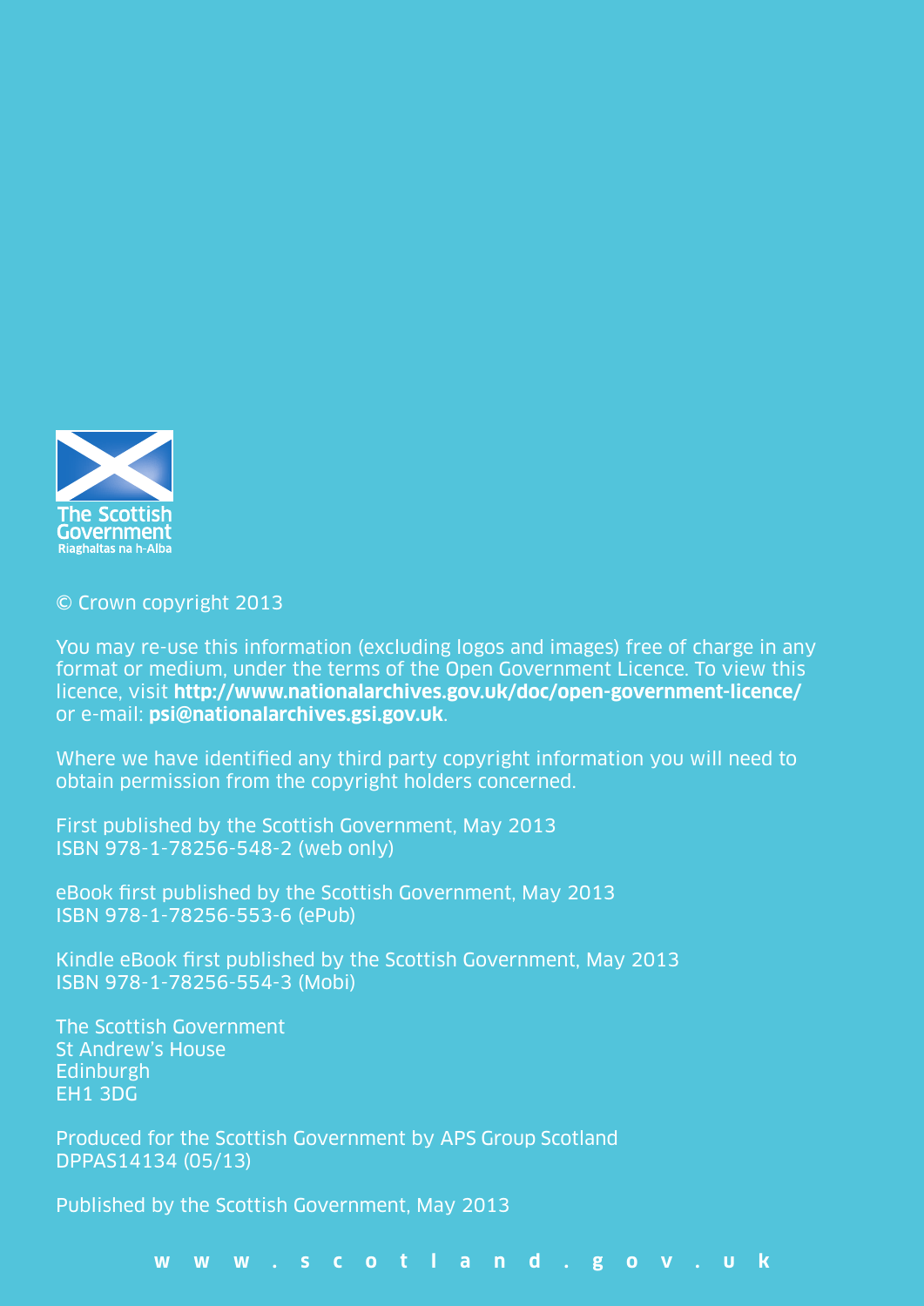The Scottish Government
Riaghaltas na h-Alba

© Crown copyright 2013

You may re-use this information (excluding logos and images) free of charge in any format or medium, under the terms of the Open Government Licence. To view this licence, visit **http://www.nationalarchives.gov.uk/doc/open-government-licence/** or e-mail: **psi@nationalarchives.gsi.gov.uk**.

Where we have identified any third party copyright information you will need to obtain permission from the copyright holders concerned.

First published by the Scottish Government, May 2013
ISBN 978-1-78256-548-2 (web only)

eBook first published by the Scottish Government, May 2013
ISBN 978-1-78256-553-6 (ePub)

Kindle eBook first published by the Scottish Government, May 2013
ISBN 978-1-78256-554-3 (Mobi)

The Scottish Government
St Andrew's House
Edinburgh
EH1 3DG

Produced for the Scottish Government by APS Group Scotland
DPPAS14134 (05/13)

Published by the Scottish Government, May 2013

**w w w . s c o t l a n d . g o v . u k**